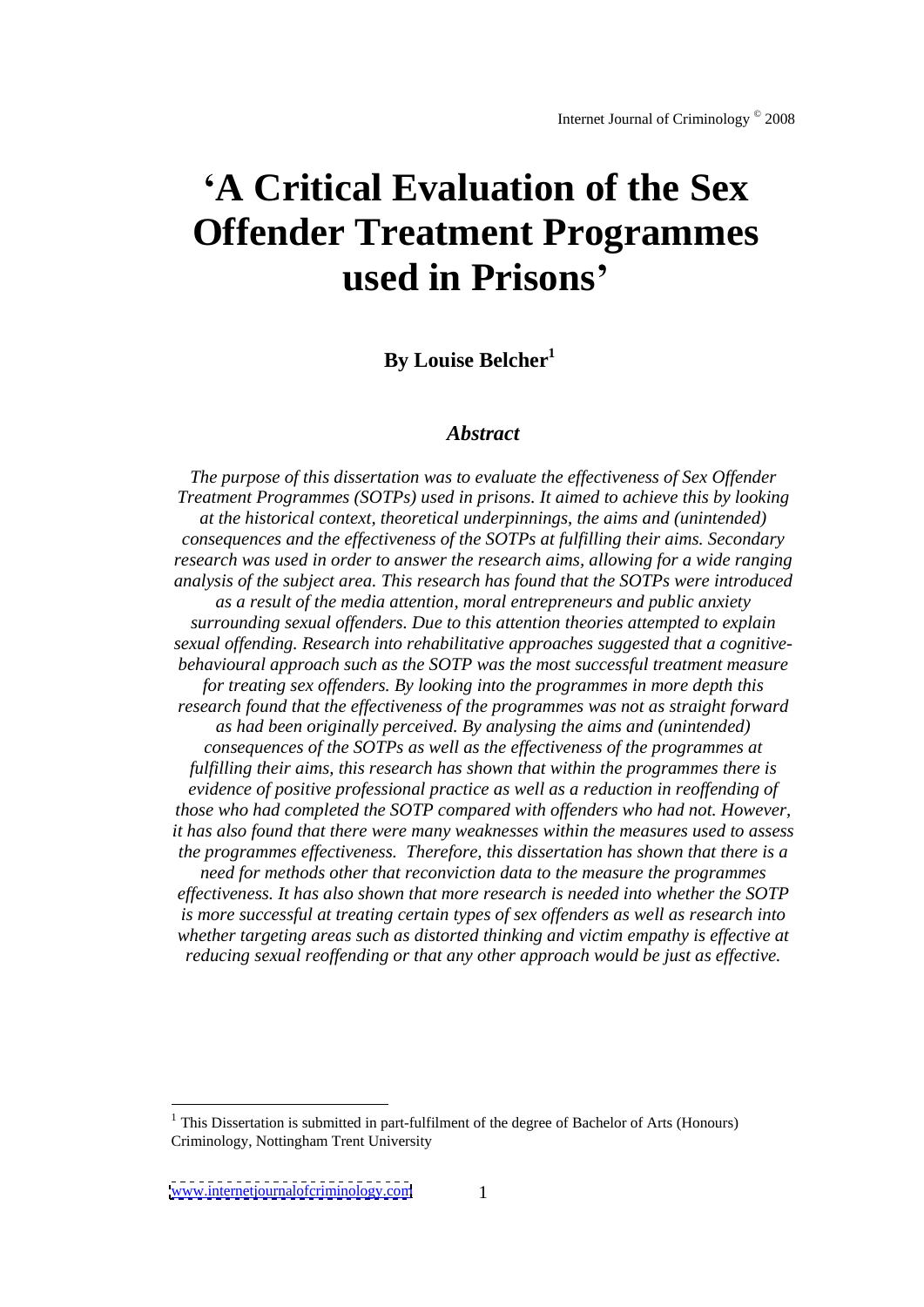# 'A Critical Evaluation of the Sex Offender Treatment Programmes used in Prisons'

**By Louise Belcher[1]**

### *Abstract*

*The purpose of this dissertation was to evaluate the effectiveness of Sex Offender Treatment Programmes (SOTPs) used in prisons. It aimed to achieve this by looking at the historical context, theoretical underpinnings, the aims and (unintended) consequences and the effectiveness of the SOTPs at fulfilling their aims. Secondary research was used in order to answer the research aims, allowing for a wide ranging analysis of the subject area. This research has found that the SOTPs were introduced as a result of the media attention, moral entrepreneurs and public anxiety surrounding sexual offenders. Due to this attention theories attempted to explain sexual offending. Research into rehabilitative approaches suggested that a cognitive-behavioural approach such as the SOTP was the most successful treatment measure for treating sex offenders. By looking into the programmes in more depth this research found that the effectiveness of the programmes was not as straight forward as had been originally perceived. By analysing the aims and (unintended) consequences of the SOTPs as well as the effectiveness of the programmes at fulfilling their aims, this research has shown that within the programmes there is evidence of positive professional practice as well as a reduction in reoffending of those who had completed the SOTP compared with offenders who had not. However, it has also found that there were many weaknesses within the measures used to assess the programmes effectiveness. Therefore, this dissertation has shown that there is a need for methods other that reconviction data to the measure the programmes effectiveness. It has also shown that more research is needed into whether the SOTP is more successful at treating certain types of sex offenders as well as research into whether targeting areas such as distorted thinking and victim empathy is effective at reducing sexual reoffending or that any other approach would be just as effective.*

---

[1] This Dissertation is submitted in part-fulfilment of the degree of Bachelor of Arts (Honours) Criminology, Nottingham Trent University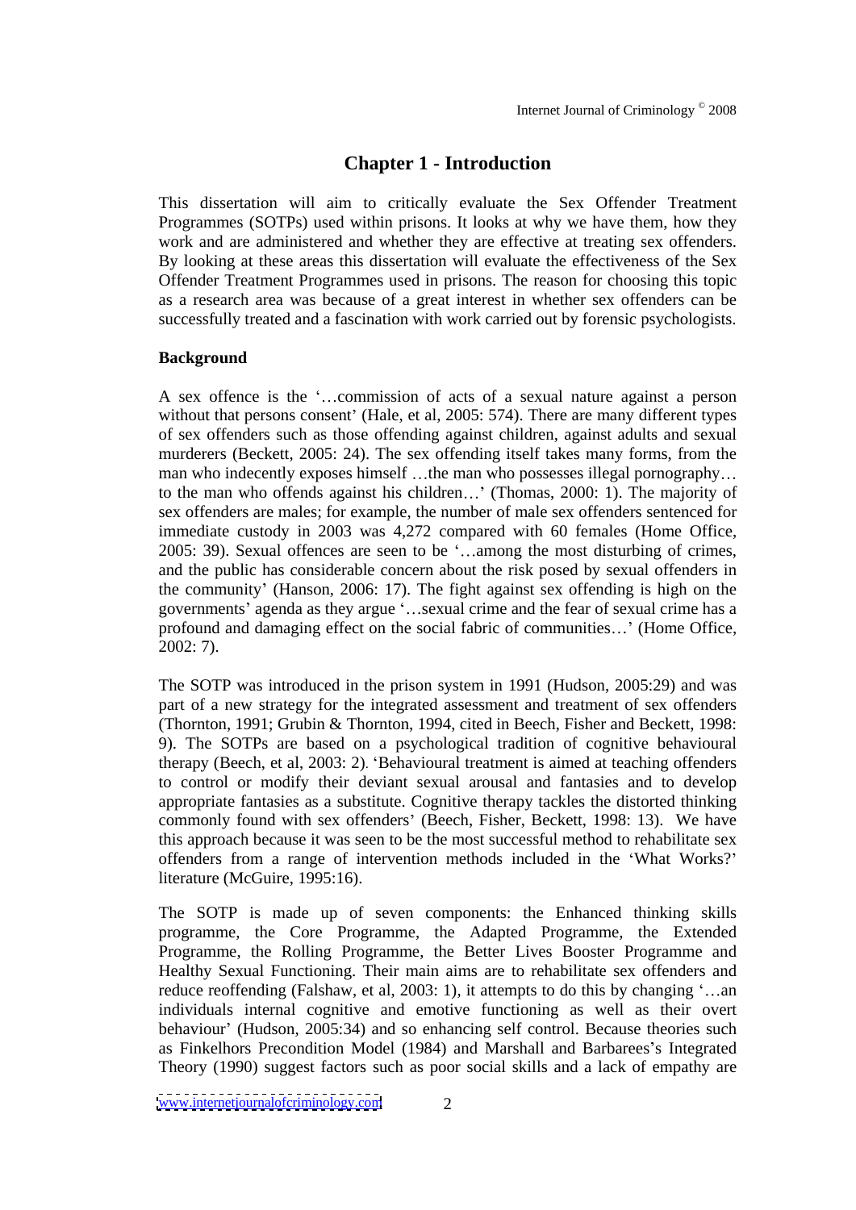# Chapter 1 - Introduction

This dissertation will aim to critically evaluate the Sex Offender Treatment Programmes (SOTPs) used within prisons. It looks at why we have them, how they work and are administered and whether they are effective at treating sex offenders. By looking at these areas this dissertation will evaluate the effectiveness of the Sex Offender Treatment Programmes used in prisons. The reason for choosing this topic as a research area was because of a great interest in whether sex offenders can be successfully treated and a fascination with work carried out by forensic psychologists.

**Background**

A sex offence is the '…commission of acts of a sexual nature against a person without that persons consent' (Hale, et al, 2005: 574). There are many different types of sex offenders such as those offending against children, against adults and sexual murderers (Beckett, 2005: 24). The sex offending itself takes many forms, from the man who indecently exposes himself …the man who possesses illegal pornography… to the man who offends against his children…' (Thomas, 2000: 1). The majority of sex offenders are males; for example, the number of male sex offenders sentenced for immediate custody in 2003 was 4,272 compared with 60 females (Home Office, 2005: 39). Sexual offences are seen to be '…among the most disturbing of crimes, and the public has considerable concern about the risk posed by sexual offenders in the community' (Hanson, 2006: 17). The fight against sex offending is high on the governments' agenda as they argue '…sexual crime and the fear of sexual crime has a profound and damaging effect on the social fabric of communities…' (Home Office, 2002: 7).

The SOTP was introduced in the prison system in 1991 (Hudson, 2005:29) and was part of a new strategy for the integrated assessment and treatment of sex offenders (Thornton, 1991; Grubin & Thornton, 1994, cited in Beech, Fisher and Beckett, 1998: 9). The SOTPs are based on a psychological tradition of cognitive behavioural therapy (Beech, et al, 2003: 2). 'Behavioural treatment is aimed at teaching offenders to control or modify their deviant sexual arousal and fantasies and to develop appropriate fantasies as a substitute. Cognitive therapy tackles the distorted thinking commonly found with sex offenders' (Beech, Fisher, Beckett, 1998: 13). We have this approach because it was seen to be the most successful method to rehabilitate sex offenders from a range of intervention methods included in the 'What Works?' literature (McGuire, 1995:16).

The SOTP is made up of seven components: the Enhanced thinking skills programme, the Core Programme, the Adapted Programme, the Extended Programme, the Rolling Programme, the Better Lives Booster Programme and Healthy Sexual Functioning. Their main aims are to rehabilitate sex offenders and reduce reoffending (Falshaw, et al, 2003: 1), it attempts to do this by changing '…an individuals internal cognitive and emotive functioning as well as their overt behaviour' (Hudson, 2005:34) and so enhancing self control. Because theories such as Finkelhors Precondition Model (1984) and Marshall and Barbarees's Integrated Theory (1990) suggest factors such as poor social skills and a lack of empathy are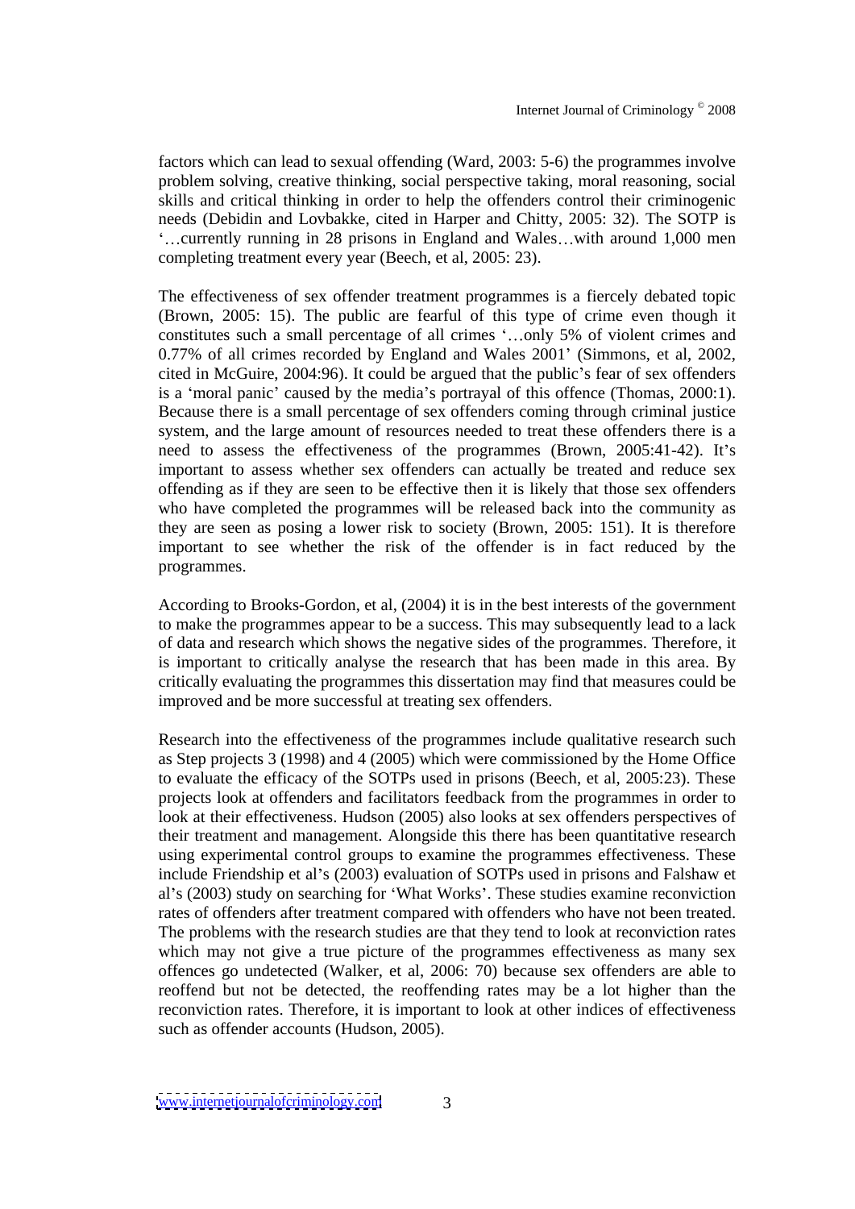factors which can lead to sexual offending (Ward, 2003: 5-6) the programmes involve problem solving, creative thinking, social perspective taking, moral reasoning, social skills and critical thinking in order to help the offenders control their criminogenic needs (Debidin and Lovbakke, cited in Harper and Chitty, 2005: 32). The SOTP is '…currently running in 28 prisons in England and Wales…with around 1,000 men completing treatment every year (Beech, et al, 2005: 23).

The effectiveness of sex offender treatment programmes is a fiercely debated topic (Brown, 2005: 15). The public are fearful of this type of crime even though it constitutes such a small percentage of all crimes '…only 5% of violent crimes and 0.77% of all crimes recorded by England and Wales 2001' (Simmons, et al, 2002, cited in McGuire, 2004:96). It could be argued that the public's fear of sex offenders is a 'moral panic' caused by the media's portrayal of this offence (Thomas, 2000:1). Because there is a small percentage of sex offenders coming through criminal justice system, and the large amount of resources needed to treat these offenders there is a need to assess the effectiveness of the programmes (Brown, 2005:41-42). It's important to assess whether sex offenders can actually be treated and reduce sex offending as if they are seen to be effective then it is likely that those sex offenders who have completed the programmes will be released back into the community as they are seen as posing a lower risk to society (Brown, 2005: 151). It is therefore important to see whether the risk of the offender is in fact reduced by the programmes.

According to Brooks-Gordon, et al, (2004) it is in the best interests of the government to make the programmes appear to be a success. This may subsequently lead to a lack of data and research which shows the negative sides of the programmes. Therefore, it is important to critically analyse the research that has been made in this area. By critically evaluating the programmes this dissertation may find that measures could be improved and be more successful at treating sex offenders.

Research into the effectiveness of the programmes include qualitative research such as Step projects 3 (1998) and 4 (2005) which were commissioned by the Home Office to evaluate the efficacy of the SOTPs used in prisons (Beech, et al, 2005:23). These projects look at offenders and facilitators feedback from the programmes in order to look at their effectiveness. Hudson (2005) also looks at sex offenders perspectives of their treatment and management. Alongside this there has been quantitative research using experimental control groups to examine the programmes effectiveness. These include Friendship et al's (2003) evaluation of SOTPs used in prisons and Falshaw et al's (2003) study on searching for 'What Works'. These studies examine reconviction rates of offenders after treatment compared with offenders who have not been treated. The problems with the research studies are that they tend to look at reconviction rates which may not give a true picture of the programmes effectiveness as many sex offences go undetected (Walker, et al, 2006: 70) because sex offenders are able to reoffend but not be detected, the reoffending rates may be a lot higher than the reconviction rates. Therefore, it is important to look at other indices of effectiveness such as offender accounts (Hudson, 2005).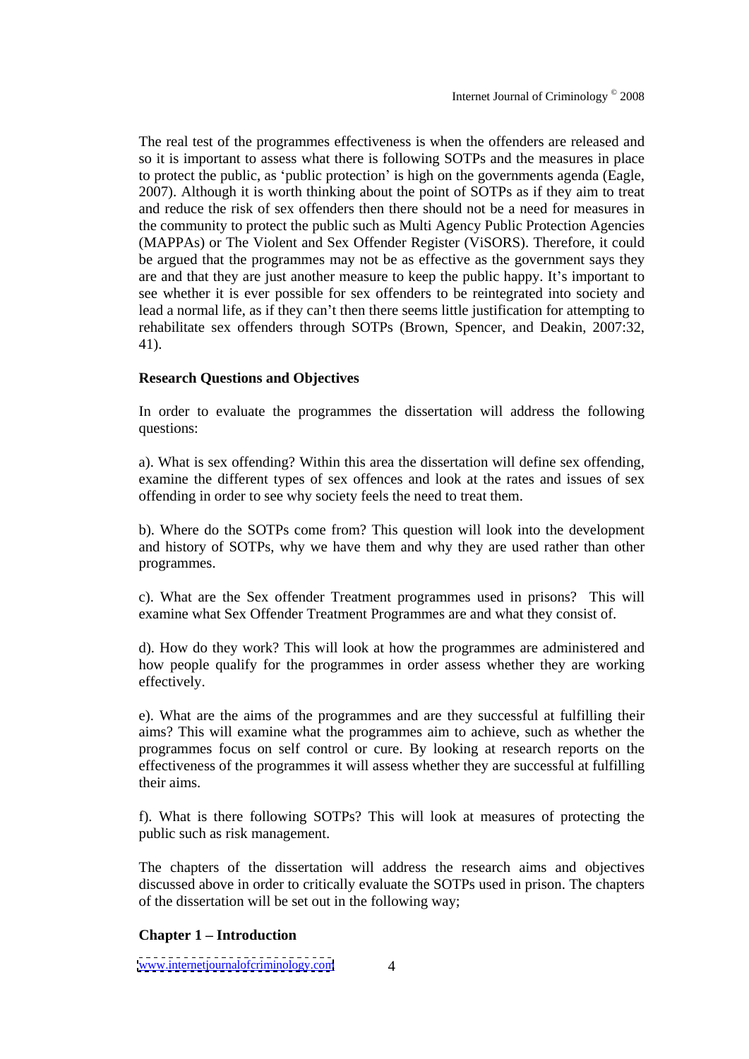The real test of the programmes effectiveness is when the offenders are released and so it is important to assess what there is following SOTPs and the measures in place to protect the public, as 'public protection' is high on the governments agenda (Eagle, 2007). Although it is worth thinking about the point of SOTPs as if they aim to treat and reduce the risk of sex offenders then there should not be a need for measures in the community to protect the public such as Multi Agency Public Protection Agencies (MAPPAs) or The Violent and Sex Offender Register (ViSORS). Therefore, it could be argued that the programmes may not be as effective as the government says they are and that they are just another measure to keep the public happy. It's important to see whether it is ever possible for sex offenders to be reintegrated into society and lead a normal life, as if they can't then there seems little justification for attempting to rehabilitate sex offenders through SOTPs (Brown, Spencer, and Deakin, 2007:32, 41).

**Research Questions and Objectives**

In order to evaluate the programmes the dissertation will address the following questions:

a). What is sex offending? Within this area the dissertation will define sex offending, examine the different types of sex offences and look at the rates and issues of sex offending in order to see why society feels the need to treat them.

b). Where do the SOTPs come from? This question will look into the development and history of SOTPs, why we have them and why they are used rather than other programmes.

c). What are the Sex offender Treatment programmes used in prisons? This will examine what Sex Offender Treatment Programmes are and what they consist of.

d). How do they work? This will look at how the programmes are administered and how people qualify for the programmes in order assess whether they are working effectively.

e). What are the aims of the programmes and are they successful at fulfilling their aims? This will examine what the programmes aim to achieve, such as whether the programmes focus on self control or cure. By looking at research reports on the effectiveness of the programmes it will assess whether they are successful at fulfilling their aims.

f). What is there following SOTPs? This will look at measures of protecting the public such as risk management.

The chapters of the dissertation will address the research aims and objectives discussed above in order to critically evaluate the SOTPs used in prison. The chapters of the dissertation will be set out in the following way;

**Chapter 1 – Introduction**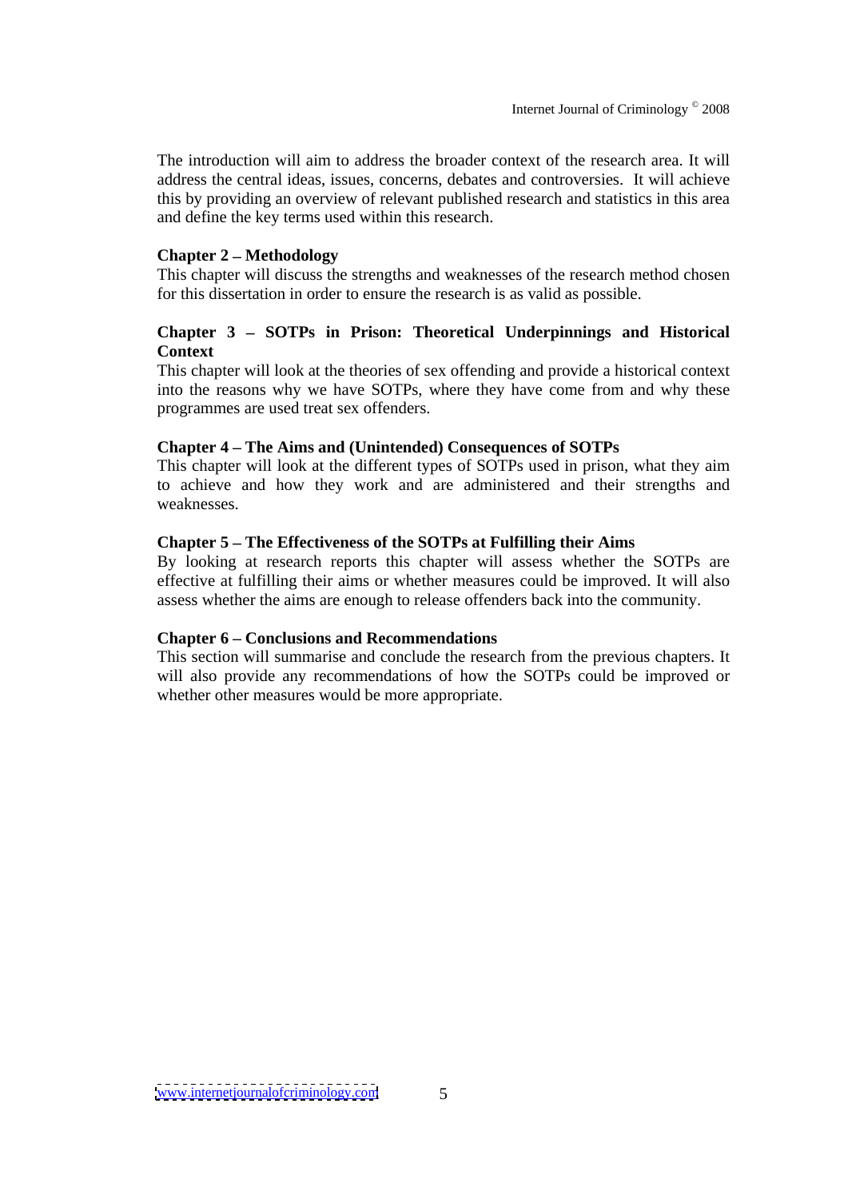The introduction will aim to address the broader context of the research area. It will address the central ideas, issues, concerns, debates and controversies. It will achieve this by providing an overview of relevant published research and statistics in this area and define the key terms used within this research.

**Chapter 2 – Methodology**

This chapter will discuss the strengths and weaknesses of the research method chosen for this dissertation in order to ensure the research is as valid as possible.

**Chapter 3 – SOTPs in Prison: Theoretical Underpinnings and Historical Context**

This chapter will look at the theories of sex offending and provide a historical context into the reasons why we have SOTPs, where they have come from and why these programmes are used treat sex offenders.

**Chapter 4 – The Aims and (Unintended) Consequences of SOTPs**

This chapter will look at the different types of SOTPs used in prison, what they aim to achieve and how they work and are administered and their strengths and weaknesses.

**Chapter 5 – The Effectiveness of the SOTPs at Fulfilling their Aims**

By looking at research reports this chapter will assess whether the SOTPs are effective at fulfilling their aims or whether measures could be improved. It will also assess whether the aims are enough to release offenders back into the community.

**Chapter 6 – Conclusions and Recommendations**

This section will summarise and conclude the research from the previous chapters. It will also provide any recommendations of how the SOTPs could be improved or whether other measures would be more appropriate.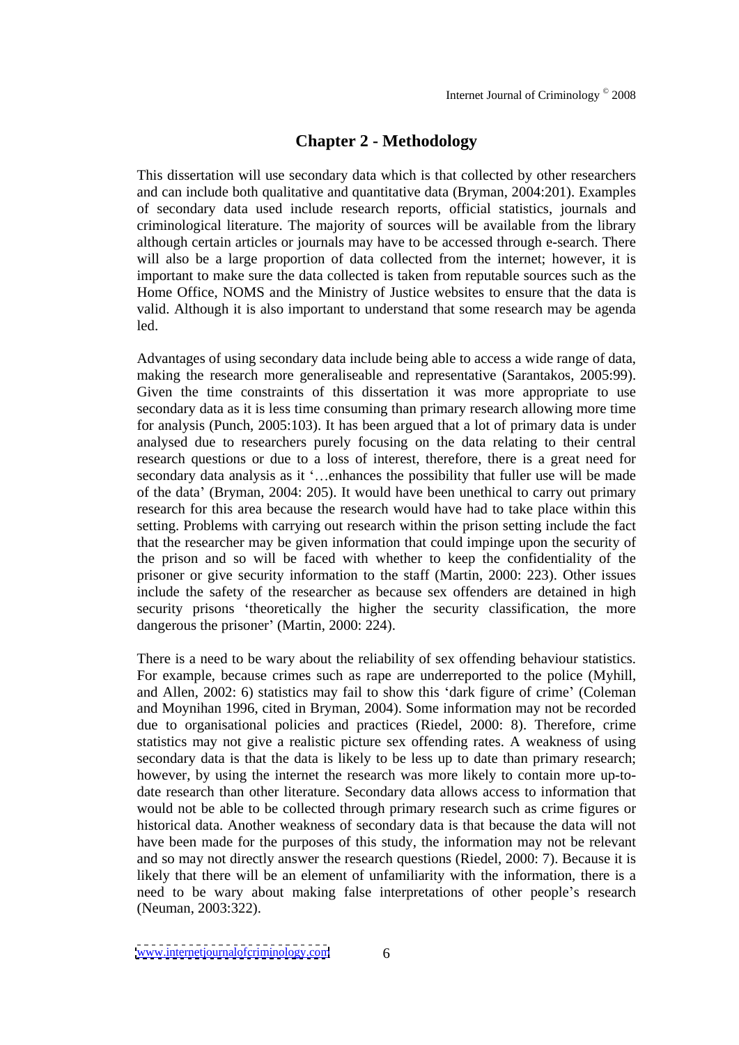## Chapter 2 - Methodology

This dissertation will use secondary data which is that collected by other researchers and can include both qualitative and quantitative data (Bryman, 2004:201). Examples of secondary data used include research reports, official statistics, journals and criminological literature. The majority of sources will be available from the library although certain articles or journals may have to be accessed through e-search. There will also be a large proportion of data collected from the internet; however, it is important to make sure the data collected is taken from reputable sources such as the Home Office, NOMS and the Ministry of Justice websites to ensure that the data is valid. Although it is also important to understand that some research may be agenda led.

Advantages of using secondary data include being able to access a wide range of data, making the research more generaliseable and representative (Sarantakos, 2005:99). Given the time constraints of this dissertation it was more appropriate to use secondary data as it is less time consuming than primary research allowing more time for analysis (Punch, 2005:103). It has been argued that a lot of primary data is under analysed due to researchers purely focusing on the data relating to their central research questions or due to a loss of interest, therefore, there is a great need for secondary data analysis as it '…enhances the possibility that fuller use will be made of the data' (Bryman, 2004: 205). It would have been unethical to carry out primary research for this area because the research would have had to take place within this setting. Problems with carrying out research within the prison setting include the fact that the researcher may be given information that could impinge upon the security of the prison and so will be faced with whether to keep the confidentiality of the prisoner or give security information to the staff (Martin, 2000: 223). Other issues include the safety of the researcher as because sex offenders are detained in high security prisons 'theoretically the higher the security classification, the more dangerous the prisoner' (Martin, 2000: 224).

There is a need to be wary about the reliability of sex offending behaviour statistics. For example, because crimes such as rape are underreported to the police (Myhill, and Allen, 2002: 6) statistics may fail to show this 'dark figure of crime' (Coleman and Moynihan 1996, cited in Bryman, 2004). Some information may not be recorded due to organisational policies and practices (Riedel, 2000: 8). Therefore, crime statistics may not give a realistic picture sex offending rates. A weakness of using secondary data is that the data is likely to be less up to date than primary research; however, by using the internet the research was more likely to contain more up-to-date research than other literature. Secondary data allows access to information that would not be able to be collected through primary research such as crime figures or historical data. Another weakness of secondary data is that because the data will not have been made for the purposes of this study, the information may not be relevant and so may not directly answer the research questions (Riedel, 2000: 7). Because it is likely that there will be an element of unfamiliarity with the information, there is a need to be wary about making false interpretations of other people's research (Neuman, 2003:322).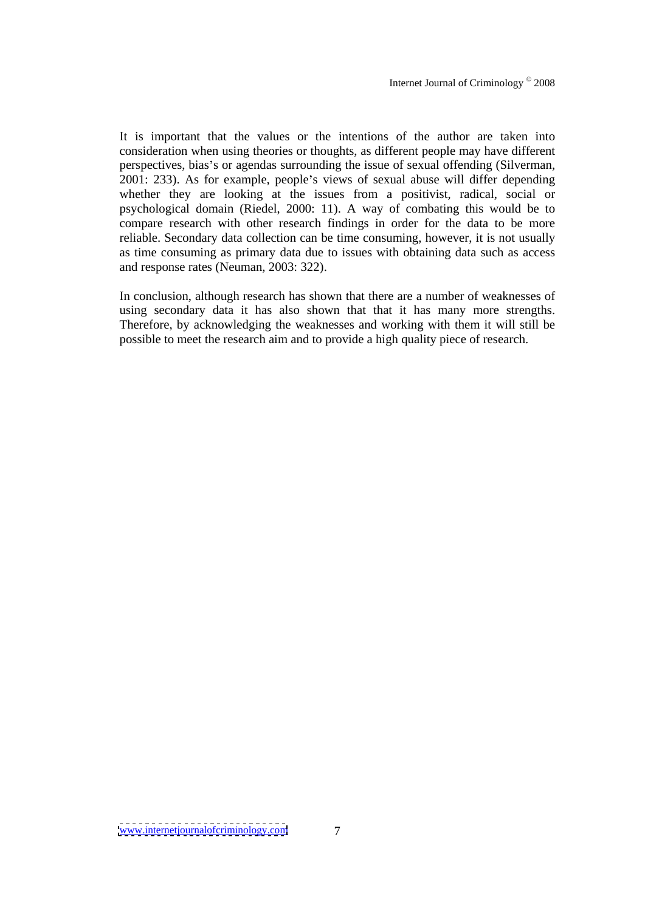It is important that the values or the intentions of the author are taken into consideration when using theories or thoughts, as different people may have different perspectives, bias's or agendas surrounding the issue of sexual offending (Silverman, 2001: 233). As for example, people's views of sexual abuse will differ depending whether they are looking at the issues from a positivist, radical, social or psychological domain (Riedel, 2000: 11). A way of combating this would be to compare research with other research findings in order for the data to be more reliable. Secondary data collection can be time consuming, however, it is not usually as time consuming as primary data due to issues with obtaining data such as access and response rates (Neuman, 2003: 322).

In conclusion, although research has shown that there are a number of weaknesses of using secondary data it has also shown that that it has many more strengths. Therefore, by acknowledging the weaknesses and working with them it will still be possible to meet the research aim and to provide a high quality piece of research.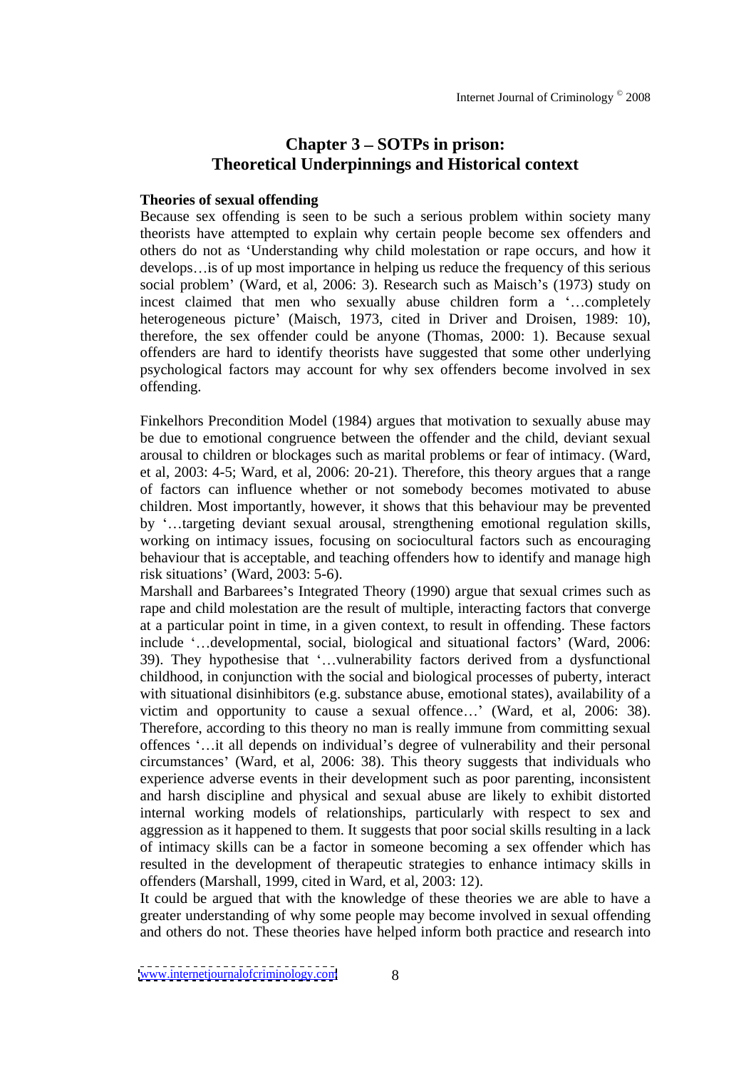## Chapter 3 – SOTPs in prison: Theoretical Underpinnings and Historical context

**Theories of sexual offending**

Because sex offending is seen to be such a serious problem within society many theorists have attempted to explain why certain people become sex offenders and others do not as 'Understanding why child molestation or rape occurs, and how it develops…is of up most importance in helping us reduce the frequency of this serious social problem' (Ward, et al, 2006: 3). Research such as Maisch's (1973) study on incest claimed that men who sexually abuse children form a '…completely heterogeneous picture' (Maisch, 1973, cited in Driver and Droisen, 1989: 10), therefore, the sex offender could be anyone (Thomas, 2000: 1). Because sexual offenders are hard to identify theorists have suggested that some other underlying psychological factors may account for why sex offenders become involved in sex offending.

Finkelhors Precondition Model (1984) argues that motivation to sexually abuse may be due to emotional congruence between the offender and the child, deviant sexual arousal to children or blockages such as marital problems or fear of intimacy. (Ward, et al, 2003: 4-5; Ward, et al, 2006: 20-21). Therefore, this theory argues that a range of factors can influence whether or not somebody becomes motivated to abuse children. Most importantly, however, it shows that this behaviour may be prevented by '…targeting deviant sexual arousal, strengthening emotional regulation skills, working on intimacy issues, focusing on sociocultural factors such as encouraging behaviour that is acceptable, and teaching offenders how to identify and manage high risk situations' (Ward, 2003: 5-6).
Marshall and Barbarees's Integrated Theory (1990) argue that sexual crimes such as rape and child molestation are the result of multiple, interacting factors that converge at a particular point in time, in a given context, to result in offending. These factors include '…developmental, social, biological and situational factors' (Ward, 2006: 39). They hypothesise that '…vulnerability factors derived from a dysfunctional childhood, in conjunction with the social and biological processes of puberty, interact with situational disinhibitors (e.g. substance abuse, emotional states), availability of a victim and opportunity to cause a sexual offence…' (Ward, et al, 2006: 38). Therefore, according to this theory no man is really immune from committing sexual offences '…it all depends on individual's degree of vulnerability and their personal circumstances' (Ward, et al, 2006: 38). This theory suggests that individuals who experience adverse events in their development such as poor parenting, inconsistent and harsh discipline and physical and sexual abuse are likely to exhibit distorted internal working models of relationships, particularly with respect to sex and aggression as it happened to them. It suggests that poor social skills resulting in a lack of intimacy skills can be a factor in someone becoming a sex offender which has resulted in the development of therapeutic strategies to enhance intimacy skills in offenders (Marshall, 1999, cited in Ward, et al, 2003: 12).
It could be argued that with the knowledge of these theories we are able to have a greater understanding of why some people may become involved in sexual offending and others do not. These theories have helped inform both practice and research into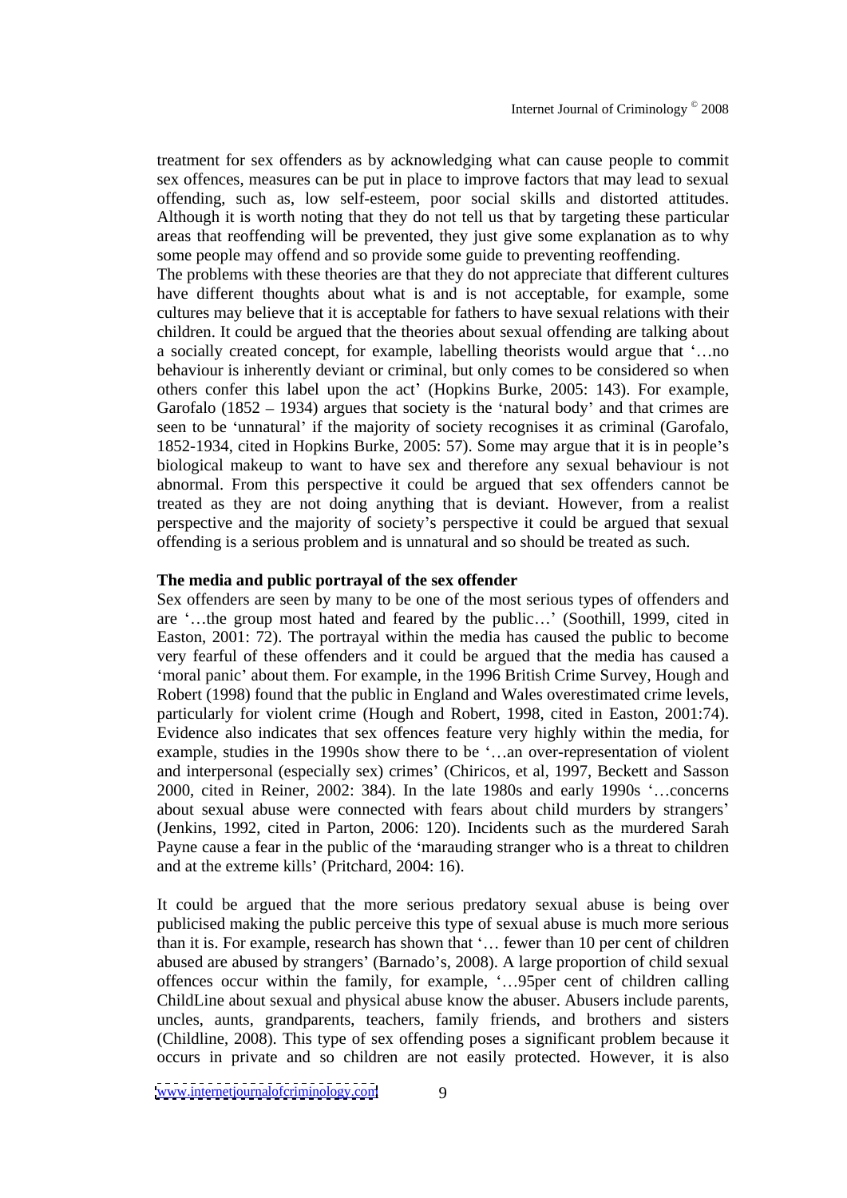treatment for sex offenders as by acknowledging what can cause people to commit sex offences, measures can be put in place to improve factors that may lead to sexual offending, such as, low self-esteem, poor social skills and distorted attitudes. Although it is worth noting that they do not tell us that by targeting these particular areas that reoffending will be prevented, they just give some explanation as to why some people may offend and so provide some guide to preventing reoffending.

The problems with these theories are that they do not appreciate that different cultures have different thoughts about what is and is not acceptable, for example, some cultures may believe that it is acceptable for fathers to have sexual relations with their children. It could be argued that the theories about sexual offending are talking about a socially created concept, for example, labelling theorists would argue that '…no behaviour is inherently deviant or criminal, but only comes to be considered so when others confer this label upon the act' (Hopkins Burke, 2005: 143). For example, Garofalo (1852 – 1934) argues that society is the 'natural body' and that crimes are seen to be 'unnatural' if the majority of society recognises it as criminal (Garofalo, 1852-1934, cited in Hopkins Burke, 2005: 57). Some may argue that it is in people's biological makeup to want to have sex and therefore any sexual behaviour is not abnormal. From this perspective it could be argued that sex offenders cannot be treated as they are not doing anything that is deviant. However, from a realist perspective and the majority of society's perspective it could be argued that sexual offending is a serious problem and is unnatural and so should be treated as such.

**The media and public portrayal of the sex offender**

Sex offenders are seen by many to be one of the most serious types of offenders and are '…the group most hated and feared by the public…' (Soothill, 1999, cited in Easton, 2001: 72). The portrayal within the media has caused the public to become very fearful of these offenders and it could be argued that the media has caused a 'moral panic' about them. For example, in the 1996 British Crime Survey, Hough and Robert (1998) found that the public in England and Wales overestimated crime levels, particularly for violent crime (Hough and Robert, 1998, cited in Easton, 2001:74). Evidence also indicates that sex offences feature very highly within the media, for example, studies in the 1990s show there to be '…an over-representation of violent and interpersonal (especially sex) crimes' (Chiricos, et al, 1997, Beckett and Sasson 2000, cited in Reiner, 2002: 384). In the late 1980s and early 1990s '…concerns about sexual abuse were connected with fears about child murders by strangers' (Jenkins, 1992, cited in Parton, 2006: 120). Incidents such as the murdered Sarah Payne cause a fear in the public of the 'marauding stranger who is a threat to children and at the extreme kills' (Pritchard, 2004: 16).

It could be argued that the more serious predatory sexual abuse is being over publicised making the public perceive this type of sexual abuse is much more serious than it is. For example, research has shown that '… fewer than 10 per cent of children abused are abused by strangers' (Barnado's, 2008). A large proportion of child sexual offences occur within the family, for example, '…95per cent of children calling ChildLine about sexual and physical abuse know the abuser. Abusers include parents, uncles, aunts, grandparents, teachers, family friends, and brothers and sisters (Childline, 2008). This type of sex offending poses a significant problem because it occurs in private and so children are not easily protected. However, it is also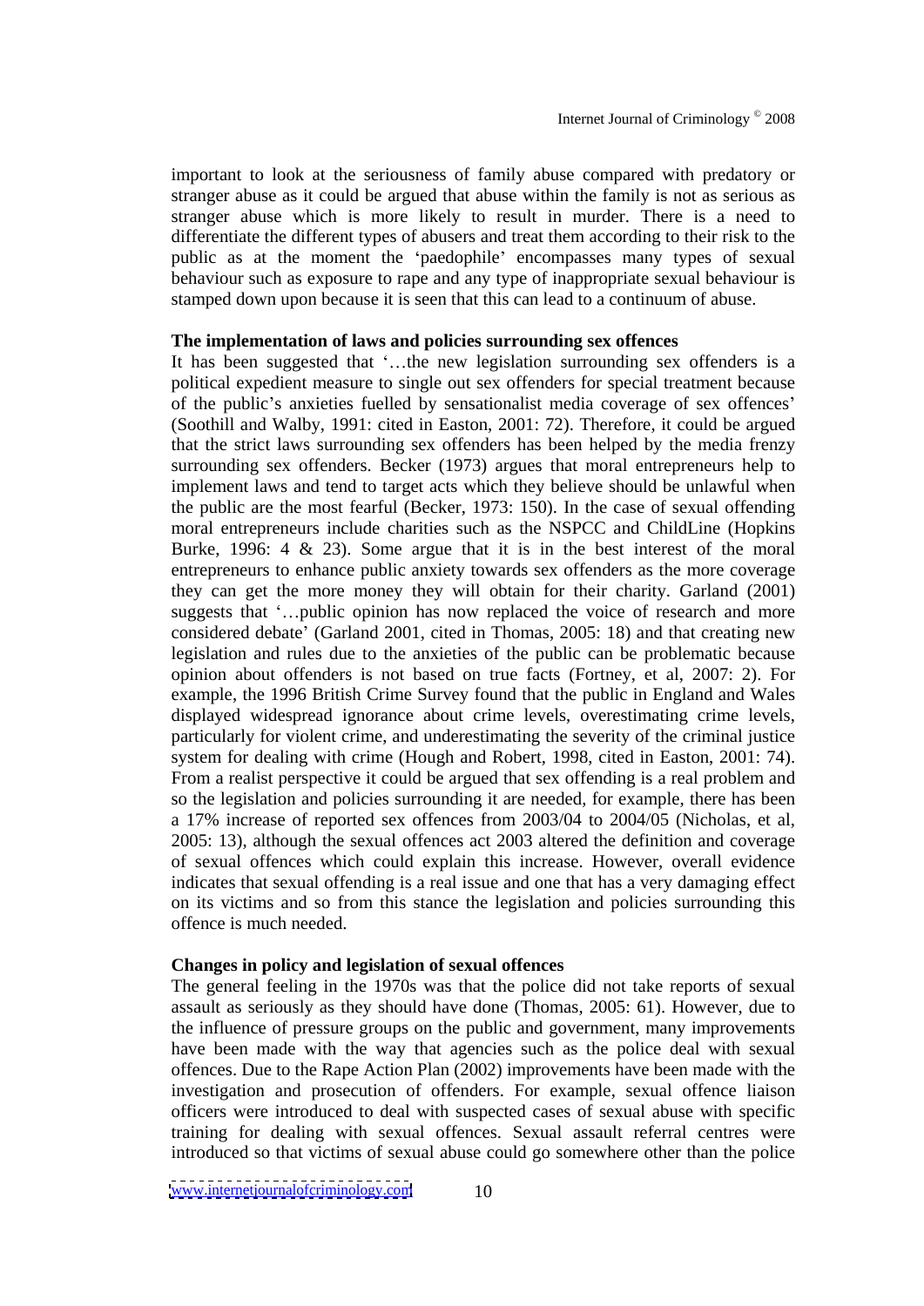important to look at the seriousness of family abuse compared with predatory or stranger abuse as it could be argued that abuse within the family is not as serious as stranger abuse which is more likely to result in murder. There is a need to differentiate the different types of abusers and treat them according to their risk to the public as at the moment the 'paedophile' encompasses many types of sexual behaviour such as exposure to rape and any type of inappropriate sexual behaviour is stamped down upon because it is seen that this can lead to a continuum of abuse.

**The implementation of laws and policies surrounding sex offences**

It has been suggested that '…the new legislation surrounding sex offenders is a political expedient measure to single out sex offenders for special treatment because of the public's anxieties fuelled by sensationalist media coverage of sex offences' (Soothill and Walby, 1991: cited in Easton, 2001: 72). Therefore, it could be argued that the strict laws surrounding sex offenders has been helped by the media frenzy surrounding sex offenders. Becker (1973) argues that moral entrepreneurs help to implement laws and tend to target acts which they believe should be unlawful when the public are the most fearful (Becker, 1973: 150). In the case of sexual offending moral entrepreneurs include charities such as the NSPCC and ChildLine (Hopkins Burke, 1996: 4 & 23). Some argue that it is in the best interest of the moral entrepreneurs to enhance public anxiety towards sex offenders as the more coverage they can get the more money they will obtain for their charity. Garland (2001) suggests that '…public opinion has now replaced the voice of research and more considered debate' (Garland 2001, cited in Thomas, 2005: 18) and that creating new legislation and rules due to the anxieties of the public can be problematic because opinion about offenders is not based on true facts (Fortney, et al, 2007: 2). For example, the 1996 British Crime Survey found that the public in England and Wales displayed widespread ignorance about crime levels, overestimating crime levels, particularly for violent crime, and underestimating the severity of the criminal justice system for dealing with crime (Hough and Robert, 1998, cited in Easton, 2001: 74). From a realist perspective it could be argued that sex offending is a real problem and so the legislation and policies surrounding it are needed, for example, there has been a 17% increase of reported sex offences from 2003/04 to 2004/05 (Nicholas, et al, 2005: 13), although the sexual offences act 2003 altered the definition and coverage of sexual offences which could explain this increase. However, overall evidence indicates that sexual offending is a real issue and one that has a very damaging effect on its victims and so from this stance the legislation and policies surrounding this offence is much needed.

**Changes in policy and legislation of sexual offences**

The general feeling in the 1970s was that the police did not take reports of sexual assault as seriously as they should have done (Thomas, 2005: 61). However, due to the influence of pressure groups on the public and government, many improvements have been made with the way that agencies such as the police deal with sexual offences. Due to the Rape Action Plan (2002) improvements have been made with the investigation and prosecution of offenders. For example, sexual offence liaison officers were introduced to deal with suspected cases of sexual abuse with specific training for dealing with sexual offences. Sexual assault referral centres were introduced so that victims of sexual abuse could go somewhere other than the police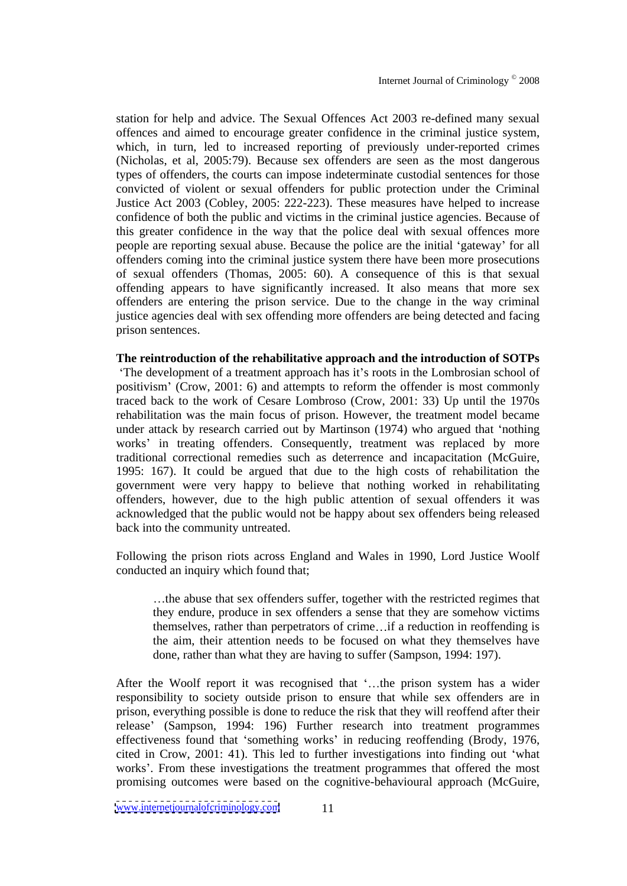station for help and advice. The Sexual Offences Act 2003 re-defined many sexual offences and aimed to encourage greater confidence in the criminal justice system, which, in turn, led to increased reporting of previously under-reported crimes (Nicholas, et al, 2005:79). Because sex offenders are seen as the most dangerous types of offenders, the courts can impose indeterminate custodial sentences for those convicted of violent or sexual offenders for public protection under the Criminal Justice Act 2003 (Cobley, 2005: 222-223). These measures have helped to increase confidence of both the public and victims in the criminal justice agencies. Because of this greater confidence in the way that the police deal with sexual offences more people are reporting sexual abuse. Because the police are the initial 'gateway' for all offenders coming into the criminal justice system there have been more prosecutions of sexual offenders (Thomas, 2005: 60). A consequence of this is that sexual offending appears to have significantly increased. It also means that more sex offenders are entering the prison service. Due to the change in the way criminal justice agencies deal with sex offending more offenders are being detected and facing prison sentences.

**The reintroduction of the rehabilitative approach and the introduction of SOTPs**

'The development of a treatment approach has it's roots in the Lombrosian school of positivism' (Crow, 2001: 6) and attempts to reform the offender is most commonly traced back to the work of Cesare Lombroso (Crow, 2001: 33) Up until the 1970s rehabilitation was the main focus of prison. However, the treatment model became under attack by research carried out by Martinson (1974) who argued that 'nothing works' in treating offenders. Consequently, treatment was replaced by more traditional correctional remedies such as deterrence and incapacitation (McGuire, 1995: 167). It could be argued that due to the high costs of rehabilitation the government were very happy to believe that nothing worked in rehabilitating offenders, however, due to the high public attention of sexual offenders it was acknowledged that the public would not be happy about sex offenders being released back into the community untreated.

Following the prison riots across England and Wales in 1990, Lord Justice Woolf conducted an inquiry which found that;

> …the abuse that sex offenders suffer, together with the restricted regimes that they endure, produce in sex offenders a sense that they are somehow victims themselves, rather than perpetrators of crime…if a reduction in reoffending is the aim, their attention needs to be focused on what they themselves have done, rather than what they are having to suffer (Sampson, 1994: 197).

After the Woolf report it was recognised that '…the prison system has a wider responsibility to society outside prison to ensure that while sex offenders are in prison, everything possible is done to reduce the risk that they will reoffend after their release' (Sampson, 1994: 196) Further research into treatment programmes effectiveness found that 'something works' in reducing reoffending (Brody, 1976, cited in Crow, 2001: 41). This led to further investigations into finding out 'what works'. From these investigations the treatment programmes that offered the most promising outcomes were based on the cognitive-behavioural approach (McGuire,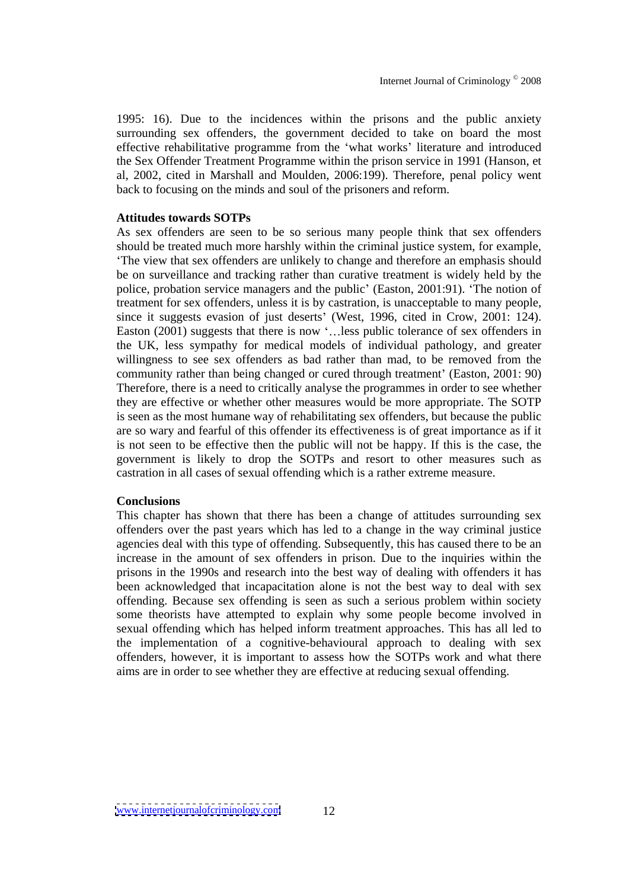1995: 16). Due to the incidences within the prisons and the public anxiety surrounding sex offenders, the government decided to take on board the most effective rehabilitative programme from the 'what works' literature and introduced the Sex Offender Treatment Programme within the prison service in 1991 (Hanson, et al, 2002, cited in Marshall and Moulden, 2006:199). Therefore, penal policy went back to focusing on the minds and soul of the prisoners and reform.

**Attitudes towards SOTPs**

As sex offenders are seen to be so serious many people think that sex offenders should be treated much more harshly within the criminal justice system, for example, 'The view that sex offenders are unlikely to change and therefore an emphasis should be on surveillance and tracking rather than curative treatment is widely held by the police, probation service managers and the public' (Easton, 2001:91). 'The notion of treatment for sex offenders, unless it is by castration, is unacceptable to many people, since it suggests evasion of just deserts' (West, 1996, cited in Crow, 2001: 124). Easton (2001) suggests that there is now '…less public tolerance of sex offenders in the UK, less sympathy for medical models of individual pathology, and greater willingness to see sex offenders as bad rather than mad, to be removed from the community rather than being changed or cured through treatment' (Easton, 2001: 90) Therefore, there is a need to critically analyse the programmes in order to see whether they are effective or whether other measures would be more appropriate. The SOTP is seen as the most humane way of rehabilitating sex offenders, but because the public are so wary and fearful of this offender its effectiveness is of great importance as if it is not seen to be effective then the public will not be happy. If this is the case, the government is likely to drop the SOTPs and resort to other measures such as castration in all cases of sexual offending which is a rather extreme measure.

**Conclusions**

This chapter has shown that there has been a change of attitudes surrounding sex offenders over the past years which has led to a change in the way criminal justice agencies deal with this type of offending. Subsequently, this has caused there to be an increase in the amount of sex offenders in prison. Due to the inquiries within the prisons in the 1990s and research into the best way of dealing with offenders it has been acknowledged that incapacitation alone is not the best way to deal with sex offending. Because sex offending is seen as such a serious problem within society some theorists have attempted to explain why some people become involved in sexual offending which has helped inform treatment approaches. This has all led to the implementation of a cognitive-behavioural approach to dealing with sex offenders, however, it is important to assess how the SOTPs work and what there aims are in order to see whether they are effective at reducing sexual offending.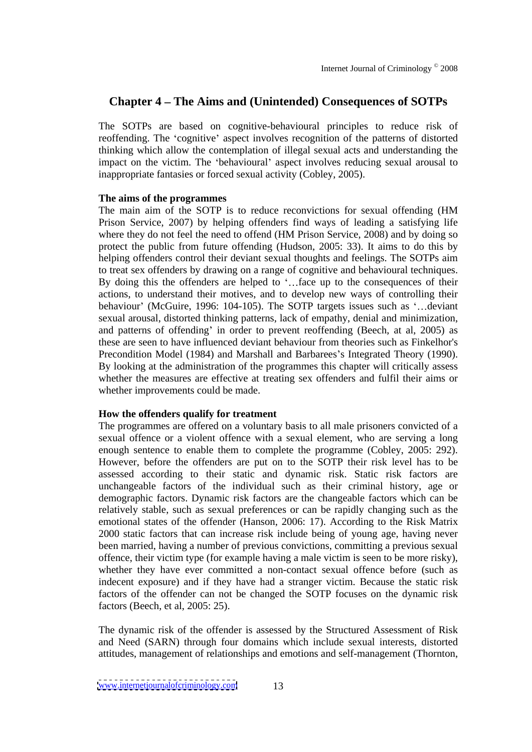## Chapter 4 – The Aims and (Unintended) Consequences of SOTPs

The SOTPs are based on cognitive-behavioural principles to reduce risk of reoffending. The 'cognitive' aspect involves recognition of the patterns of distorted thinking which allow the contemplation of illegal sexual acts and understanding the impact on the victim. The 'behavioural' aspect involves reducing sexual arousal to inappropriate fantasies or forced sexual activity (Cobley, 2005).

**The aims of the programmes**

The main aim of the SOTP is to reduce reconvictions for sexual offending (HM Prison Service, 2007) by helping offenders find ways of leading a satisfying life where they do not feel the need to offend (HM Prison Service, 2008) and by doing so protect the public from future offending (Hudson, 2005: 33). It aims to do this by helping offenders control their deviant sexual thoughts and feelings. The SOTPs aim to treat sex offenders by drawing on a range of cognitive and behavioural techniques. By doing this the offenders are helped to '…face up to the consequences of their actions, to understand their motives, and to develop new ways of controlling their behaviour' (McGuire, 1996: 104-105). The SOTP targets issues such as '…deviant sexual arousal, distorted thinking patterns, lack of empathy, denial and minimization, and patterns of offending' in order to prevent reoffending (Beech, at al, 2005) as these are seen to have influenced deviant behaviour from theories such as Finkelhor's Precondition Model (1984) and Marshall and Barbarees's Integrated Theory (1990). By looking at the administration of the programmes this chapter will critically assess whether the measures are effective at treating sex offenders and fulfil their aims or whether improvements could be made.

**How the offenders qualify for treatment**

The programmes are offered on a voluntary basis to all male prisoners convicted of a sexual offence or a violent offence with a sexual element, who are serving a long enough sentence to enable them to complete the programme (Cobley, 2005: 292). However, before the offenders are put on to the SOTP their risk level has to be assessed according to their static and dynamic risk. Static risk factors are unchangeable factors of the individual such as their criminal history, age or demographic factors. Dynamic risk factors are the changeable factors which can be relatively stable, such as sexual preferences or can be rapidly changing such as the emotional states of the offender (Hanson, 2006: 17). According to the Risk Matrix 2000 static factors that can increase risk include being of young age, having never been married, having a number of previous convictions, committing a previous sexual offence, their victim type (for example having a male victim is seen to be more risky), whether they have ever committed a non-contact sexual offence before (such as indecent exposure) and if they have had a stranger victim. Because the static risk factors of the offender can not be changed the SOTP focuses on the dynamic risk factors (Beech, et al, 2005: 25).

The dynamic risk of the offender is assessed by the Structured Assessment of Risk and Need (SARN) through four domains which include sexual interests, distorted attitudes, management of relationships and emotions and self-management (Thornton,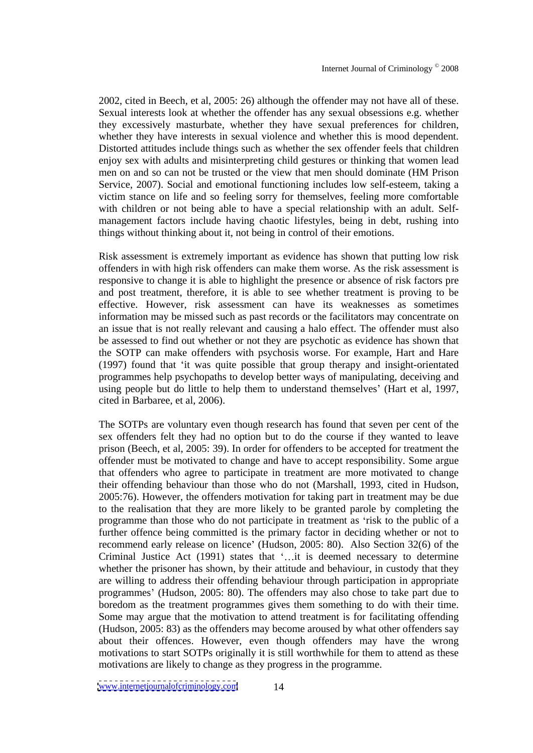2002, cited in Beech, et al, 2005: 26) although the offender may not have all of these. Sexual interests look at whether the offender has any sexual obsessions e.g. whether they excessively masturbate, whether they have sexual preferences for children, whether they have interests in sexual violence and whether this is mood dependent. Distorted attitudes include things such as whether the sex offender feels that children enjoy sex with adults and misinterpreting child gestures or thinking that women lead men on and so can not be trusted or the view that men should dominate (HM Prison Service, 2007). Social and emotional functioning includes low self-esteem, taking a victim stance on life and so feeling sorry for themselves, feeling more comfortable with children or not being able to have a special relationship with an adult. Self-management factors include having chaotic lifestyles, being in debt, rushing into things without thinking about it, not being in control of their emotions.

Risk assessment is extremely important as evidence has shown that putting low risk offenders in with high risk offenders can make them worse. As the risk assessment is responsive to change it is able to highlight the presence or absence of risk factors pre and post treatment, therefore, it is able to see whether treatment is proving to be effective. However, risk assessment can have its weaknesses as sometimes information may be missed such as past records or the facilitators may concentrate on an issue that is not really relevant and causing a halo effect. The offender must also be assessed to find out whether or not they are psychotic as evidence has shown that the SOTP can make offenders with psychosis worse. For example, Hart and Hare (1997) found that 'it was quite possible that group therapy and insight-orientated programmes help psychopaths to develop better ways of manipulating, deceiving and using people but do little to help them to understand themselves' (Hart et al, 1997, cited in Barbaree, et al, 2006).

The SOTPs are voluntary even though research has found that seven per cent of the sex offenders felt they had no option but to do the course if they wanted to leave prison (Beech, et al, 2005: 39). In order for offenders to be accepted for treatment the offender must be motivated to change and have to accept responsibility. Some argue that offenders who agree to participate in treatment are more motivated to change their offending behaviour than those who do not (Marshall, 1993, cited in Hudson, 2005:76). However, the offenders motivation for taking part in treatment may be due to the realisation that they are more likely to be granted parole by completing the programme than those who do not participate in treatment as 'risk to the public of a further offence being committed is the primary factor in deciding whether or not to recommend early release on licence' (Hudson, 2005: 80). Also Section 32(6) of the Criminal Justice Act (1991) states that '…it is deemed necessary to determine whether the prisoner has shown, by their attitude and behaviour, in custody that they are willing to address their offending behaviour through participation in appropriate programmes' (Hudson, 2005: 80). The offenders may also chose to take part due to boredom as the treatment programmes gives them something to do with their time. Some may argue that the motivation to attend treatment is for facilitating offending (Hudson, 2005: 83) as the offenders may become aroused by what other offenders say about their offences. However, even though offenders may have the wrong motivations to start SOTPs originally it is still worthwhile for them to attend as these motivations are likely to change as they progress in the programme.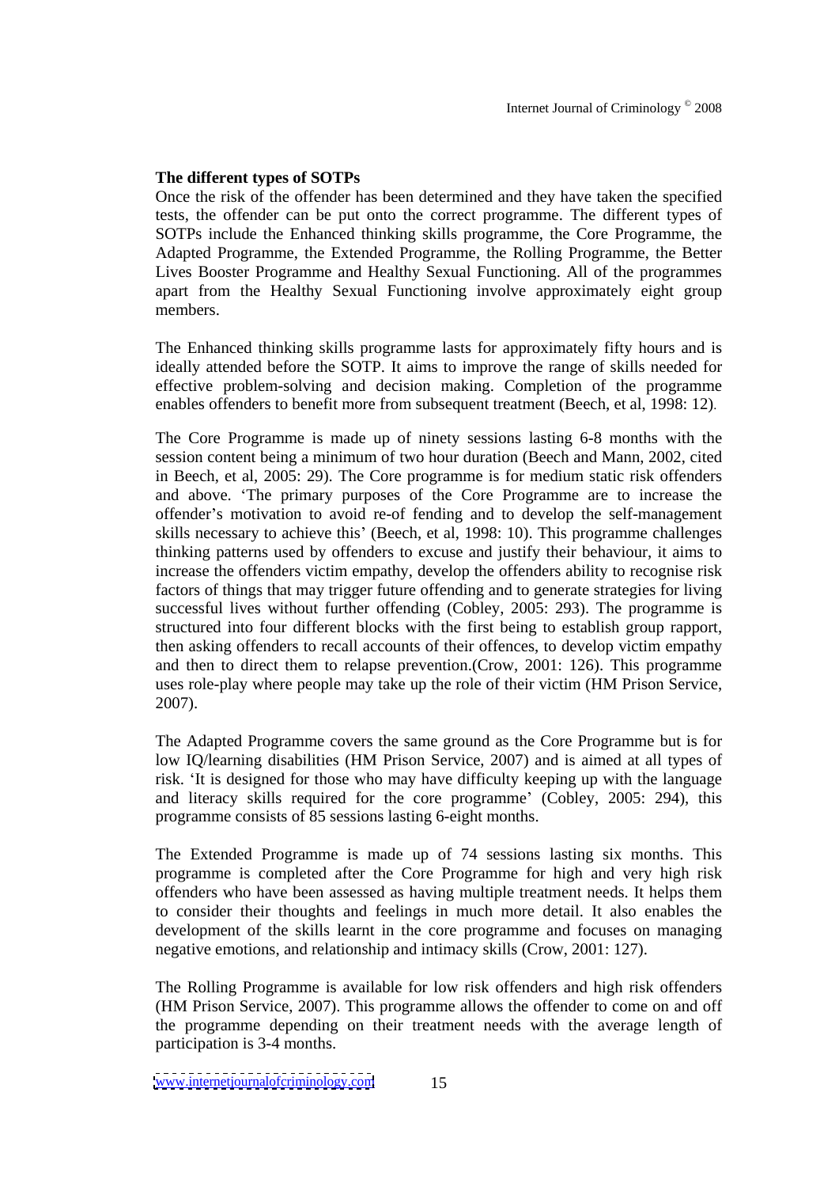**The different types of SOTPs**

Once the risk of the offender has been determined and they have taken the specified tests, the offender can be put onto the correct programme. The different types of SOTPs include the Enhanced thinking skills programme, the Core Programme, the Adapted Programme, the Extended Programme, the Rolling Programme, the Better Lives Booster Programme and Healthy Sexual Functioning. All of the programmes apart from the Healthy Sexual Functioning involve approximately eight group members.

The Enhanced thinking skills programme lasts for approximately fifty hours and is ideally attended before the SOTP. It aims to improve the range of skills needed for effective problem-solving and decision making. Completion of the programme enables offenders to benefit more from subsequent treatment (Beech, et al, 1998: 12).

The Core Programme is made up of ninety sessions lasting 6-8 months with the session content being a minimum of two hour duration (Beech and Mann, 2002, cited in Beech, et al, 2005: 29). The Core programme is for medium static risk offenders and above. 'The primary purposes of the Core Programme are to increase the offender's motivation to avoid re-of fending and to develop the self-management skills necessary to achieve this' (Beech, et al, 1998: 10). This programme challenges thinking patterns used by offenders to excuse and justify their behaviour, it aims to increase the offenders victim empathy, develop the offenders ability to recognise risk factors of things that may trigger future offending and to generate strategies for living successful lives without further offending (Cobley, 2005: 293). The programme is structured into four different blocks with the first being to establish group rapport, then asking offenders to recall accounts of their offences, to develop victim empathy and then to direct them to relapse prevention.(Crow, 2001: 126). This programme uses role-play where people may take up the role of their victim (HM Prison Service, 2007).

The Adapted Programme covers the same ground as the Core Programme but is for low IQ/learning disabilities (HM Prison Service, 2007) and is aimed at all types of risk. 'It is designed for those who may have difficulty keeping up with the language and literacy skills required for the core programme' (Cobley, 2005: 294), this programme consists of 85 sessions lasting 6-eight months.

The Extended Programme is made up of 74 sessions lasting six months. This programme is completed after the Core Programme for high and very high risk offenders who have been assessed as having multiple treatment needs. It helps them to consider their thoughts and feelings in much more detail. It also enables the development of the skills learnt in the core programme and focuses on managing negative emotions, and relationship and intimacy skills (Crow, 2001: 127).

The Rolling Programme is available for low risk offenders and high risk offenders (HM Prison Service, 2007). This programme allows the offender to come on and off the programme depending on their treatment needs with the average length of participation is 3-4 months.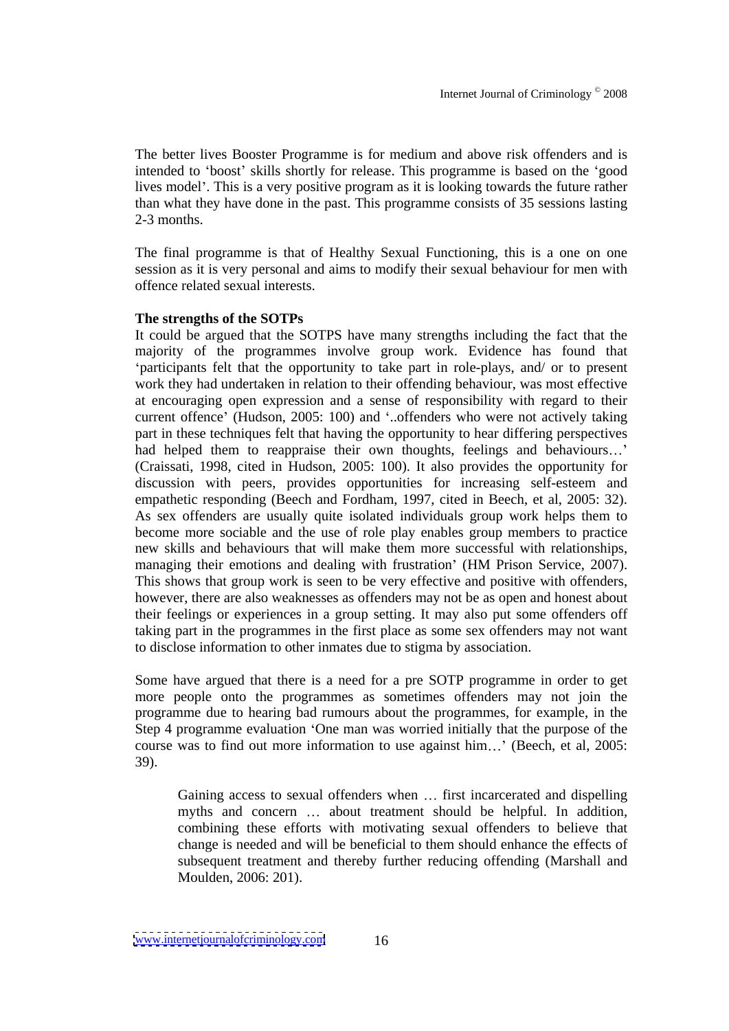The better lives Booster Programme is for medium and above risk offenders and is intended to 'boost' skills shortly for release. This programme is based on the 'good lives model'. This is a very positive program as it is looking towards the future rather than what they have done in the past. This programme consists of 35 sessions lasting 2-3 months.

The final programme is that of Healthy Sexual Functioning, this is a one on one session as it is very personal and aims to modify their sexual behaviour for men with offence related sexual interests.

**The strengths of the SOTPs**

It could be argued that the SOTPS have many strengths including the fact that the majority of the programmes involve group work. Evidence has found that 'participants felt that the opportunity to take part in role-plays, and/ or to present work they had undertaken in relation to their offending behaviour, was most effective at encouraging open expression and a sense of responsibility with regard to their current offence' (Hudson, 2005: 100) and '..offenders who were not actively taking part in these techniques felt that having the opportunity to hear differing perspectives had helped them to reappraise their own thoughts, feelings and behaviours…' (Craissati, 1998, cited in Hudson, 2005: 100). It also provides the opportunity for discussion with peers, provides opportunities for increasing self-esteem and empathetic responding (Beech and Fordham, 1997, cited in Beech, et al, 2005: 32). As sex offenders are usually quite isolated individuals group work helps them to become more sociable and the use of role play enables group members to practice new skills and behaviours that will make them more successful with relationships, managing their emotions and dealing with frustration' (HM Prison Service, 2007). This shows that group work is seen to be very effective and positive with offenders, however, there are also weaknesses as offenders may not be as open and honest about their feelings or experiences in a group setting. It may also put some offenders off taking part in the programmes in the first place as some sex offenders may not want to disclose information to other inmates due to stigma by association.

Some have argued that there is a need for a pre SOTP programme in order to get more people onto the programmes as sometimes offenders may not join the programme due to hearing bad rumours about the programmes, for example, in the Step 4 programme evaluation 'One man was worried initially that the purpose of the course was to find out more information to use against him…' (Beech, et al, 2005: 39).

> Gaining access to sexual offenders when … first incarcerated and dispelling myths and concern … about treatment should be helpful. In addition, combining these efforts with motivating sexual offenders to believe that change is needed and will be beneficial to them should enhance the effects of subsequent treatment and thereby further reducing offending (Marshall and Moulden, 2006: 201).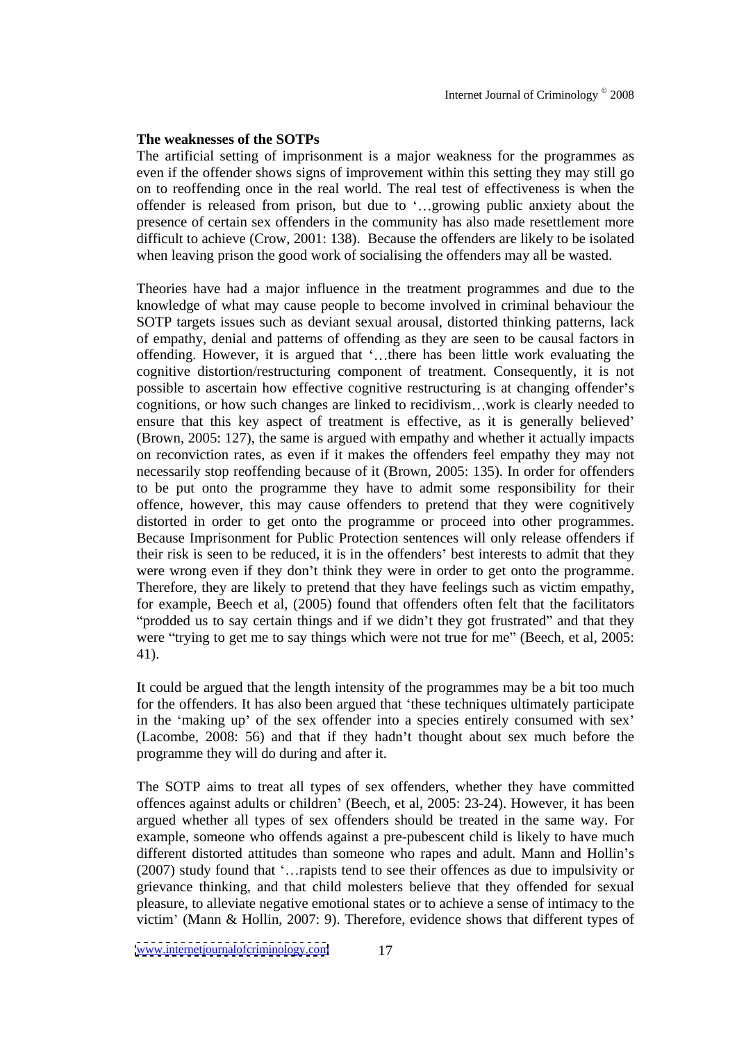**The weaknesses of the SOTPs**

The artificial setting of imprisonment is a major weakness for the programmes as even if the offender shows signs of improvement within this setting they may still go on to reoffending once in the real world. The real test of effectiveness is when the offender is released from prison, but due to '…growing public anxiety about the presence of certain sex offenders in the community has also made resettlement more difficult to achieve (Crow, 2001: 138). Because the offenders are likely to be isolated when leaving prison the good work of socialising the offenders may all be wasted.

Theories have had a major influence in the treatment programmes and due to the knowledge of what may cause people to become involved in criminal behaviour the SOTP targets issues such as deviant sexual arousal, distorted thinking patterns, lack of empathy, denial and patterns of offending as they are seen to be causal factors in offending. However, it is argued that '…there has been little work evaluating the cognitive distortion/restructuring component of treatment. Consequently, it is not possible to ascertain how effective cognitive restructuring is at changing offender's cognitions, or how such changes are linked to recidivism…work is clearly needed to ensure that this key aspect of treatment is effective, as it is generally believed' (Brown, 2005: 127), the same is argued with empathy and whether it actually impacts on reconviction rates, as even if it makes the offenders feel empathy they may not necessarily stop reoffending because of it (Brown, 2005: 135). In order for offenders to be put onto the programme they have to admit some responsibility for their offence, however, this may cause offenders to pretend that they were cognitively distorted in order to get onto the programme or proceed into other programmes. Because Imprisonment for Public Protection sentences will only release offenders if their risk is seen to be reduced, it is in the offenders' best interests to admit that they were wrong even if they don't think they were in order to get onto the programme. Therefore, they are likely to pretend that they have feelings such as victim empathy, for example, Beech et al, (2005) found that offenders often felt that the facilitators "prodded us to say certain things and if we didn't they got frustrated" and that they were "trying to get me to say things which were not true for me" (Beech, et al, 2005: 41).

It could be argued that the length intensity of the programmes may be a bit too much for the offenders. It has also been argued that 'these techniques ultimately participate in the 'making up' of the sex offender into a species entirely consumed with sex' (Lacombe, 2008: 56) and that if they hadn't thought about sex much before the programme they will do during and after it.

The SOTP aims to treat all types of sex offenders, whether they have committed offences against adults or children' (Beech, et al, 2005: 23-24). However, it has been argued whether all types of sex offenders should be treated in the same way. For example, someone who offends against a pre-pubescent child is likely to have much different distorted attitudes than someone who rapes and adult. Mann and Hollin's (2007) study found that '…rapists tend to see their offences as due to impulsivity or grievance thinking, and that child molesters believe that they offended for sexual pleasure, to alleviate negative emotional states or to achieve a sense of intimacy to the victim' (Mann & Hollin, 2007: 9). Therefore, evidence shows that different types of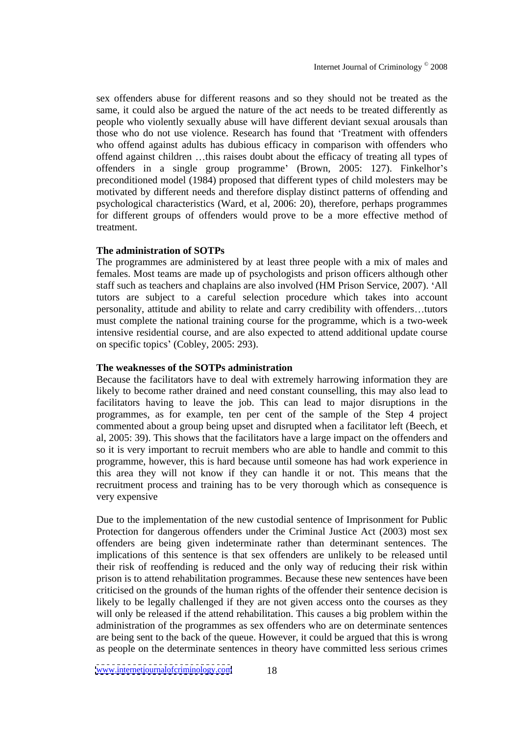sex offenders abuse for different reasons and so they should not be treated as the same, it could also be argued the nature of the act needs to be treated differently as people who violently sexually abuse will have different deviant sexual arousals than those who do not use violence. Research has found that 'Treatment with offenders who offend against adults has dubious efficacy in comparison with offenders who offend against children …this raises doubt about the efficacy of treating all types of offenders in a single group programme' (Brown, 2005: 127). Finkelhor's preconditioned model (1984) proposed that different types of child molesters may be motivated by different needs and therefore display distinct patterns of offending and psychological characteristics (Ward, et al, 2006: 20), therefore, perhaps programmes for different groups of offenders would prove to be a more effective method of treatment.

**The administration of SOTPs**

The programmes are administered by at least three people with a mix of males and females. Most teams are made up of psychologists and prison officers although other staff such as teachers and chaplains are also involved (HM Prison Service, 2007). 'All tutors are subject to a careful selection procedure which takes into account personality, attitude and ability to relate and carry credibility with offenders…tutors must complete the national training course for the programme, which is a two-week intensive residential course, and are also expected to attend additional update course on specific topics' (Cobley, 2005: 293).

**The weaknesses of the SOTPs administration**

Because the facilitators have to deal with extremely harrowing information they are likely to become rather drained and need constant counselling, this may also lead to facilitators having to leave the job. This can lead to major disruptions in the programmes, as for example, ten per cent of the sample of the Step 4 project commented about a group being upset and disrupted when a facilitator left (Beech, et al, 2005: 39). This shows that the facilitators have a large impact on the offenders and so it is very important to recruit members who are able to handle and commit to this programme, however, this is hard because until someone has had work experience in this area they will not know if they can handle it or not. This means that the recruitment process and training has to be very thorough which as consequence is very expensive

Due to the implementation of the new custodial sentence of Imprisonment for Public Protection for dangerous offenders under the Criminal Justice Act (2003) most sex offenders are being given indeterminate rather than determinant sentences. The implications of this sentence is that sex offenders are unlikely to be released until their risk of reoffending is reduced and the only way of reducing their risk within prison is to attend rehabilitation programmes. Because these new sentences have been criticised on the grounds of the human rights of the offender their sentence decision is likely to be legally challenged if they are not given access onto the courses as they will only be released if the attend rehabilitation. This causes a big problem within the administration of the programmes as sex offenders who are on determinate sentences are being sent to the back of the queue. However, it could be argued that this is wrong as people on the determinate sentences in theory have committed less serious crimes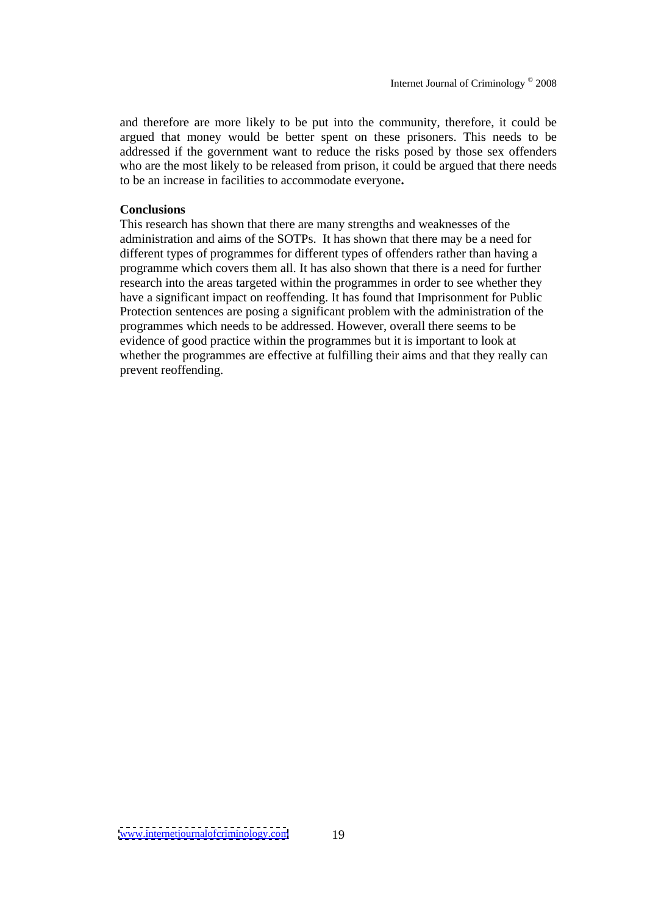and therefore are more likely to be put into the community, therefore, it could be argued that money would be better spent on these prisoners. This needs to be addressed if the government want to reduce the risks posed by those sex offenders who are the most likely to be released from prison, it could be argued that there needs to be an increase in facilities to accommodate everyone**.**

**Conclusions**

This research has shown that there are many strengths and weaknesses of the administration and aims of the SOTPs. It has shown that there may be a need for different types of programmes for different types of offenders rather than having a programme which covers them all. It has also shown that there is a need for further research into the areas targeted within the programmes in order to see whether they have a significant impact on reoffending. It has found that Imprisonment for Public Protection sentences are posing a significant problem with the administration of the programmes which needs to be addressed. However, overall there seems to be evidence of good practice within the programmes but it is important to look at whether the programmes are effective at fulfilling their aims and that they really can prevent reoffending.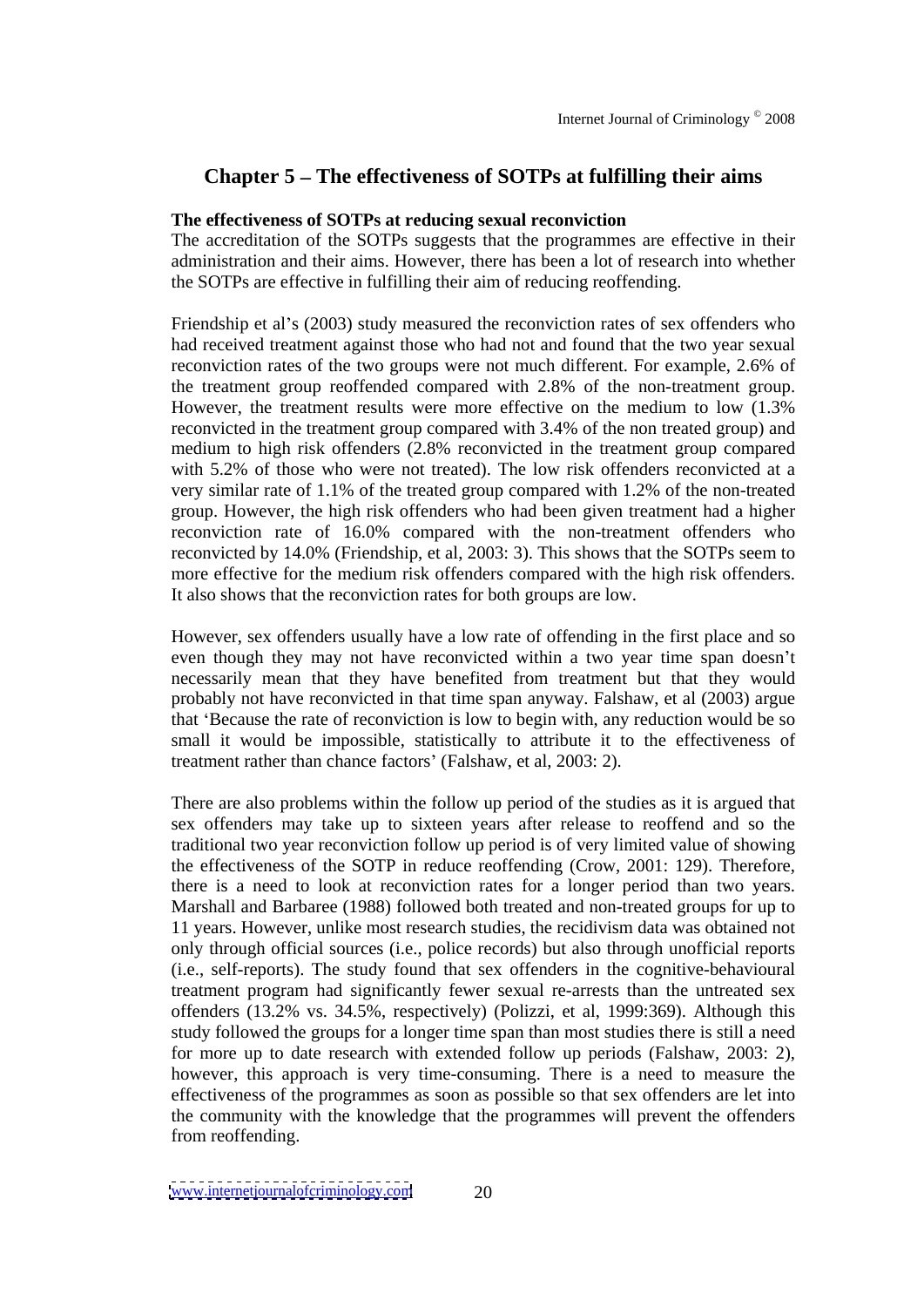## Chapter 5 – The effectiveness of SOTPs at fulfilling their aims

**The effectiveness of SOTPs at reducing sexual reconviction**

The accreditation of the SOTPs suggests that the programmes are effective in their administration and their aims. However, there has been a lot of research into whether the SOTPs are effective in fulfilling their aim of reducing reoffending.

Friendship et al's (2003) study measured the reconviction rates of sex offenders who had received treatment against those who had not and found that the two year sexual reconviction rates of the two groups were not much different. For example, 2.6% of the treatment group reoffended compared with 2.8% of the non-treatment group. However, the treatment results were more effective on the medium to low (1.3% reconvicted in the treatment group compared with 3.4% of the non treated group) and medium to high risk offenders (2.8% reconvicted in the treatment group compared with 5.2% of those who were not treated). The low risk offenders reconvicted at a very similar rate of 1.1% of the treated group compared with 1.2% of the non-treated group. However, the high risk offenders who had been given treatment had a higher reconviction rate of 16.0% compared with the non-treatment offenders who reconvicted by 14.0% (Friendship, et al, 2003: 3). This shows that the SOTPs seem to more effective for the medium risk offenders compared with the high risk offenders. It also shows that the reconviction rates for both groups are low.

However, sex offenders usually have a low rate of offending in the first place and so even though they may not have reconvicted within a two year time span doesn't necessarily mean that they have benefited from treatment but that they would probably not have reconvicted in that time span anyway. Falshaw, et al (2003) argue that 'Because the rate of reconviction is low to begin with, any reduction would be so small it would be impossible, statistically to attribute it to the effectiveness of treatment rather than chance factors' (Falshaw, et al, 2003: 2).

There are also problems within the follow up period of the studies as it is argued that sex offenders may take up to sixteen years after release to reoffend and so the traditional two year reconviction follow up period is of very limited value of showing the effectiveness of the SOTP in reduce reoffending (Crow, 2001: 129). Therefore, there is a need to look at reconviction rates for a longer period than two years. Marshall and Barbaree (1988) followed both treated and non-treated groups for up to 11 years. However, unlike most research studies, the recidivism data was obtained not only through official sources (i.e., police records) but also through unofficial reports (i.e., self-reports). The study found that sex offenders in the cognitive-behavioural treatment program had significantly fewer sexual re-arrests than the untreated sex offenders (13.2% vs. 34.5%, respectively) (Polizzi, et al, 1999:369). Although this study followed the groups for a longer time span than most studies there is still a need for more up to date research with extended follow up periods (Falshaw, 2003: 2), however, this approach is very time-consuming. There is a need to measure the effectiveness of the programmes as soon as possible so that sex offenders are let into the community with the knowledge that the programmes will prevent the offenders from reoffending.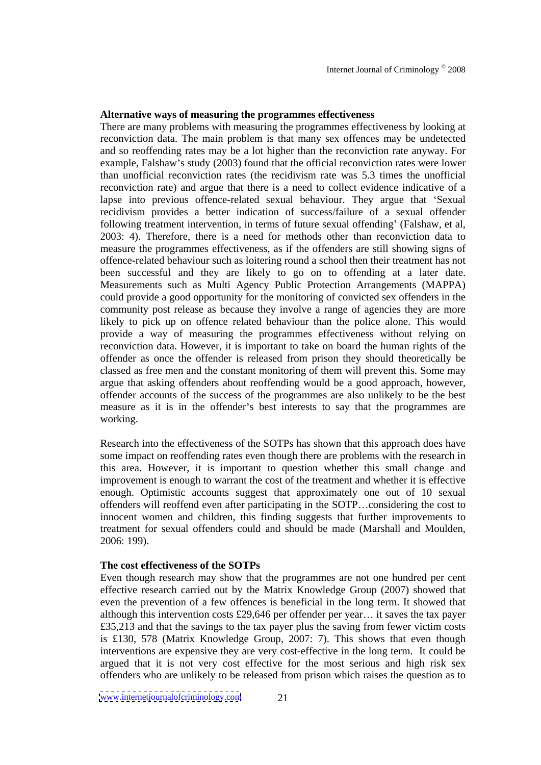**Alternative ways of measuring the programmes effectiveness**

There are many problems with measuring the programmes effectiveness by looking at reconviction data. The main problem is that many sex offences may be undetected and so reoffending rates may be a lot higher than the reconviction rate anyway. For example, Falshaw's study (2003) found that the official reconviction rates were lower than unofficial reconviction rates (the recidivism rate was 5.3 times the unofficial reconviction rate) and argue that there is a need to collect evidence indicative of a lapse into previous offence-related sexual behaviour. They argue that 'Sexual recidivism provides a better indication of success/failure of a sexual offender following treatment intervention, in terms of future sexual offending' (Falshaw, et al, 2003: 4). Therefore, there is a need for methods other than reconviction data to measure the programmes effectiveness, as if the offenders are still showing signs of offence-related behaviour such as loitering round a school then their treatment has not been successful and they are likely to go on to offending at a later date. Measurements such as Multi Agency Public Protection Arrangements (MAPPA) could provide a good opportunity for the monitoring of convicted sex offenders in the community post release as because they involve a range of agencies they are more likely to pick up on offence related behaviour than the police alone. This would provide a way of measuring the programmes effectiveness without relying on reconviction data. However, it is important to take on board the human rights of the offender as once the offender is released from prison they should theoretically be classed as free men and the constant monitoring of them will prevent this. Some may argue that asking offenders about reoffending would be a good approach, however, offender accounts of the success of the programmes are also unlikely to be the best measure as it is in the offender's best interests to say that the programmes are working.

Research into the effectiveness of the SOTPs has shown that this approach does have some impact on reoffending rates even though there are problems with the research in this area. However, it is important to question whether this small change and improvement is enough to warrant the cost of the treatment and whether it is effective enough. Optimistic accounts suggest that approximately one out of 10 sexual offenders will reoffend even after participating in the SOTP…considering the cost to innocent women and children, this finding suggests that further improvements to treatment for sexual offenders could and should be made (Marshall and Moulden, 2006: 199).

**The cost effectiveness of the SOTPs**

Even though research may show that the programmes are not one hundred per cent effective research carried out by the Matrix Knowledge Group (2007) showed that even the prevention of a few offences is beneficial in the long term. It showed that although this intervention costs £29,646 per offender per year… it saves the tax payer £35,213 and that the savings to the tax payer plus the saving from fewer victim costs is £130, 578 (Matrix Knowledge Group, 2007: 7). This shows that even though interventions are expensive they are very cost-effective in the long term. It could be argued that it is not very cost effective for the most serious and high risk sex offenders who are unlikely to be released from prison which raises the question as to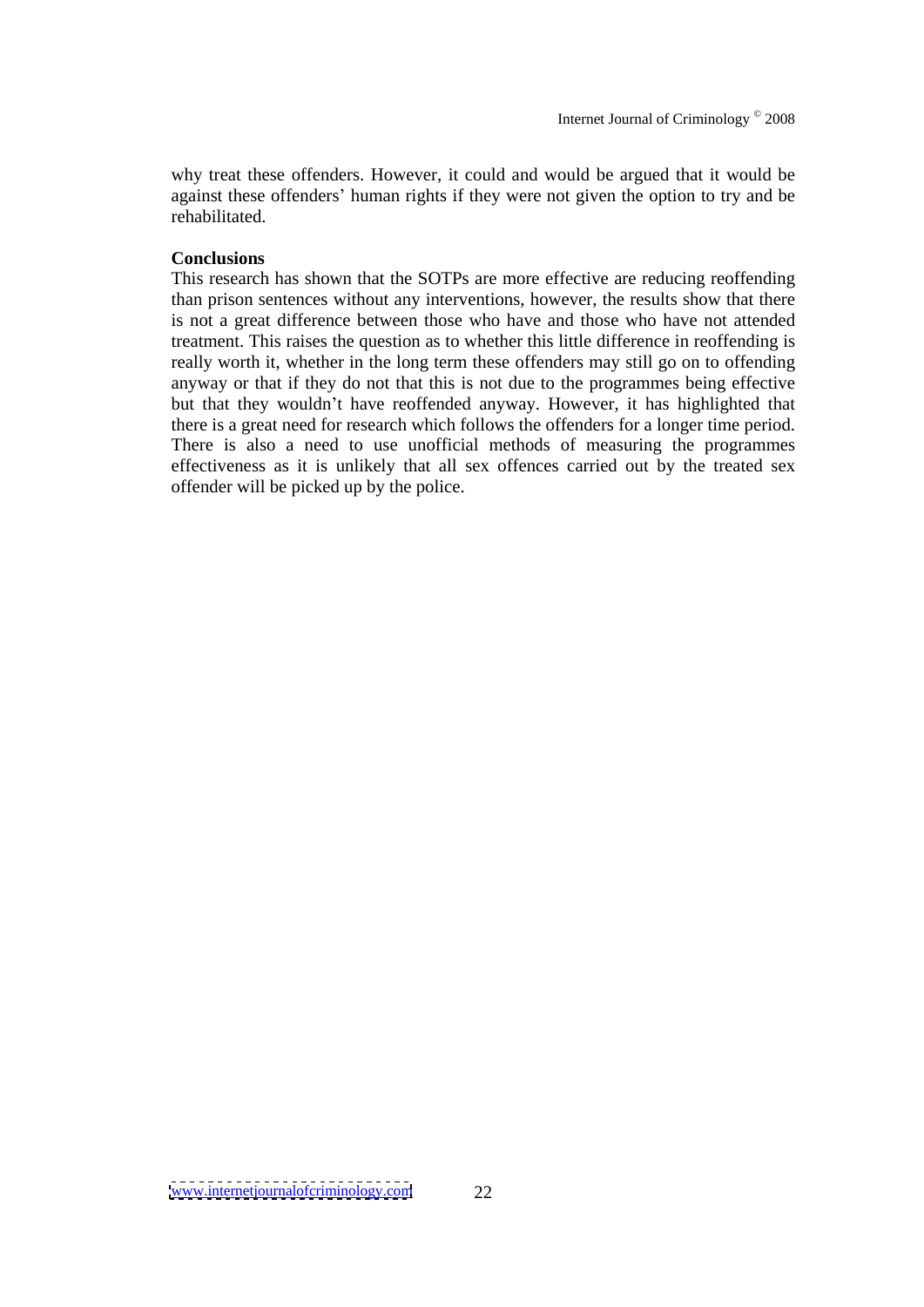why treat these offenders. However, it could and would be argued that it would be against these offenders' human rights if they were not given the option to try and be rehabilitated.

**Conclusions**

This research has shown that the SOTPs are more effective are reducing reoffending than prison sentences without any interventions, however, the results show that there is not a great difference between those who have and those who have not attended treatment. This raises the question as to whether this little difference in reoffending is really worth it, whether in the long term these offenders may still go on to offending anyway or that if they do not that this is not due to the programmes being effective but that they wouldn't have reoffended anyway. However, it has highlighted that there is a great need for research which follows the offenders for a longer time period. There is also a need to use unofficial methods of measuring the programmes effectiveness as it is unlikely that all sex offences carried out by the treated sex offender will be picked up by the police.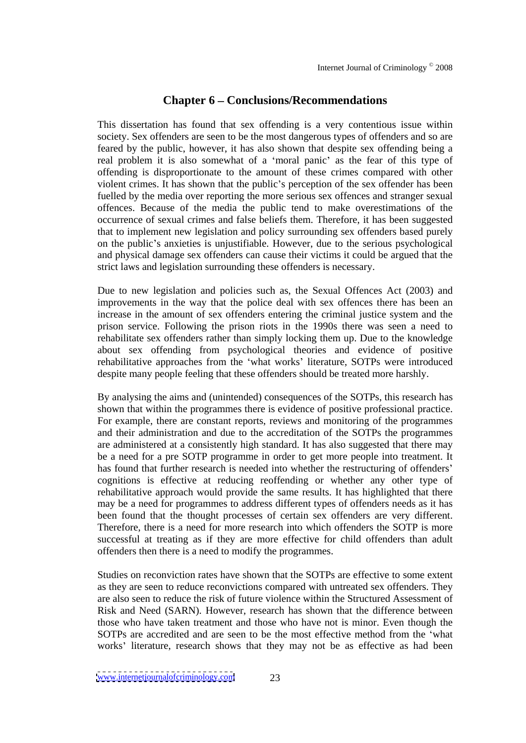## Chapter 6 – Conclusions/Recommendations

This dissertation has found that sex offending is a very contentious issue within society. Sex offenders are seen to be the most dangerous types of offenders and so are feared by the public, however, it has also shown that despite sex offending being a real problem it is also somewhat of a 'moral panic' as the fear of this type of offending is disproportionate to the amount of these crimes compared with other violent crimes. It has shown that the public's perception of the sex offender has been fuelled by the media over reporting the more serious sex offences and stranger sexual offences. Because of the media the public tend to make overestimations of the occurrence of sexual crimes and false beliefs them. Therefore, it has been suggested that to implement new legislation and policy surrounding sex offenders based purely on the public's anxieties is unjustifiable. However, due to the serious psychological and physical damage sex offenders can cause their victims it could be argued that the strict laws and legislation surrounding these offenders is necessary.

Due to new legislation and policies such as, the Sexual Offences Act (2003) and improvements in the way that the police deal with sex offences there has been an increase in the amount of sex offenders entering the criminal justice system and the prison service. Following the prison riots in the 1990s there was seen a need to rehabilitate sex offenders rather than simply locking them up. Due to the knowledge about sex offending from psychological theories and evidence of positive rehabilitative approaches from the 'what works' literature, SOTPs were introduced despite many people feeling that these offenders should be treated more harshly.

By analysing the aims and (unintended) consequences of the SOTPs, this research has shown that within the programmes there is evidence of positive professional practice. For example, there are constant reports, reviews and monitoring of the programmes and their administration and due to the accreditation of the SOTPs the programmes are administered at a consistently high standard. It has also suggested that there may be a need for a pre SOTP programme in order to get more people into treatment. It has found that further research is needed into whether the restructuring of offenders' cognitions is effective at reducing reoffending or whether any other type of rehabilitative approach would provide the same results. It has highlighted that there may be a need for programmes to address different types of offenders needs as it has been found that the thought processes of certain sex offenders are very different. Therefore, there is a need for more research into which offenders the SOTP is more successful at treating as if they are more effective for child offenders than adult offenders then there is a need to modify the programmes.

Studies on reconviction rates have shown that the SOTPs are effective to some extent as they are seen to reduce reconvictions compared with untreated sex offenders. They are also seen to reduce the risk of future violence within the Structured Assessment of Risk and Need (SARN). However, research has shown that the difference between those who have taken treatment and those who have not is minor. Even though the SOTPs are accredited and are seen to be the most effective method from the 'what works' literature, research shows that they may not be as effective as had been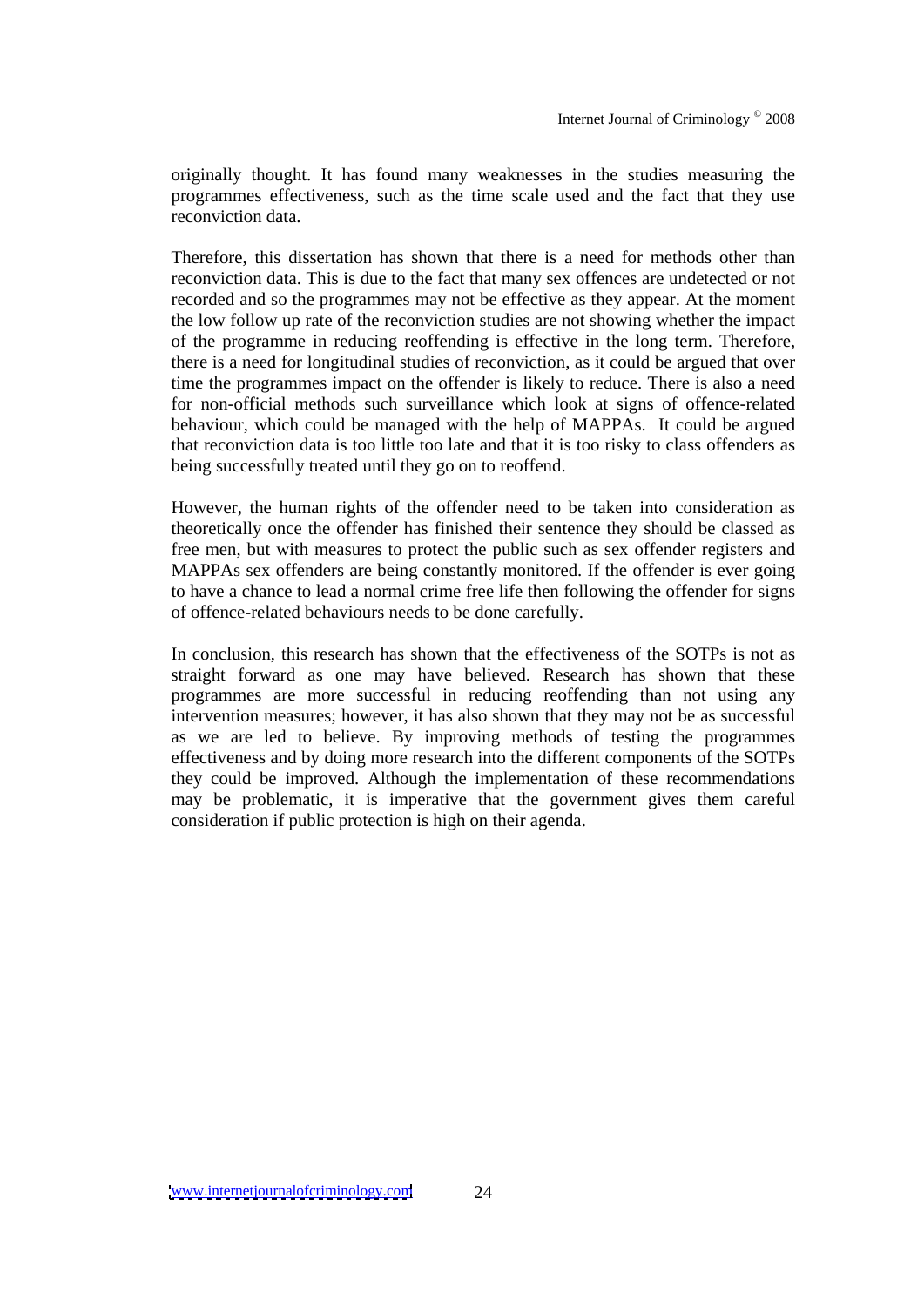originally thought. It has found many weaknesses in the studies measuring the programmes effectiveness, such as the time scale used and the fact that they use reconviction data.

Therefore, this dissertation has shown that there is a need for methods other than reconviction data. This is due to the fact that many sex offences are undetected or not recorded and so the programmes may not be effective as they appear. At the moment the low follow up rate of the reconviction studies are not showing whether the impact of the programme in reducing reoffending is effective in the long term. Therefore, there is a need for longitudinal studies of reconviction, as it could be argued that over time the programmes impact on the offender is likely to reduce. There is also a need for non-official methods such surveillance which look at signs of offence-related behaviour, which could be managed with the help of MAPPAs. It could be argued that reconviction data is too little too late and that it is too risky to class offenders as being successfully treated until they go on to reoffend.

However, the human rights of the offender need to be taken into consideration as theoretically once the offender has finished their sentence they should be classed as free men, but with measures to protect the public such as sex offender registers and MAPPAs sex offenders are being constantly monitored. If the offender is ever going to have a chance to lead a normal crime free life then following the offender for signs of offence-related behaviours needs to be done carefully.

In conclusion, this research has shown that the effectiveness of the SOTPs is not as straight forward as one may have believed. Research has shown that these programmes are more successful in reducing reoffending than not using any intervention measures; however, it has also shown that they may not be as successful as we are led to believe. By improving methods of testing the programmes effectiveness and by doing more research into the different components of the SOTPs they could be improved. Although the implementation of these recommendations may be problematic, it is imperative that the government gives them careful consideration if public protection is high on their agenda.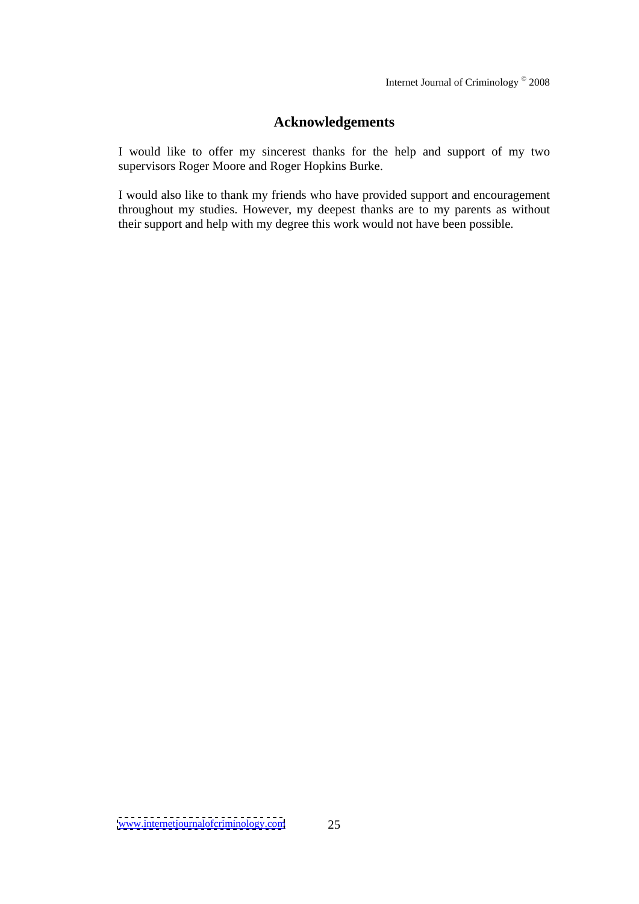## Acknowledgements

I would like to offer my sincerest thanks for the help and support of my two supervisors Roger Moore and Roger Hopkins Burke.

I would also like to thank my friends who have provided support and encouragement throughout my studies. However, my deepest thanks are to my parents as without their support and help with my degree this work would not have been possible.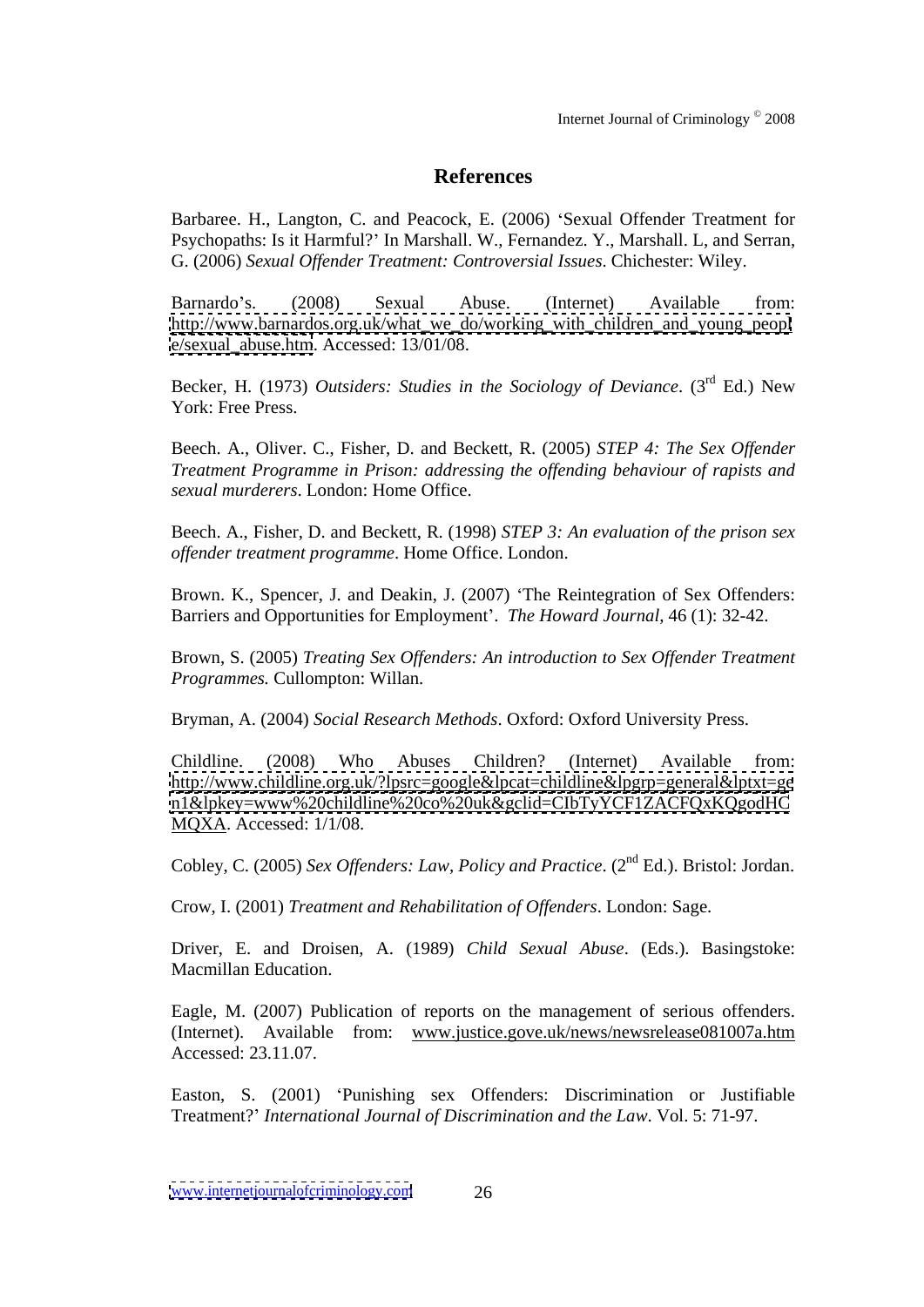## References

Barbaree. H., Langton, C. and Peacock, E. (2006) 'Sexual Offender Treatment for Psychopaths: Is it Harmful?' In Marshall. W., Fernandez. Y., Marshall. L, and Serran, G. (2006) *Sexual Offender Treatment: Controversial Issues*. Chichester: Wiley.

Barnardo's. (2008) Sexual Abuse. (Internet) Available from: http://www.barnardos.org.uk/what_we_do/working_with_children_and_young_people/sexual_abuse.htm. Accessed: 13/01/08.

Becker, H. (1973) *Outsiders: Studies in the Sociology of Deviance*. (3rd Ed.) New York: Free Press.

Beech. A., Oliver. C., Fisher, D. and Beckett, R. (2005) *STEP 4: The Sex Offender Treatment Programme in Prison: addressing the offending behaviour of rapists and sexual murderers*. London: Home Office.

Beech. A., Fisher, D. and Beckett, R. (1998) *STEP 3: An evaluation of the prison sex offender treatment programme*. Home Office. London.

Brown. K., Spencer, J. and Deakin, J. (2007) 'The Reintegration of Sex Offenders: Barriers and Opportunities for Employment'. *The Howard Journal*, 46 (1): 32-42.

Brown, S. (2005) *Treating Sex Offenders: An introduction to Sex Offender Treatment Programmes.* Cullompton: Willan.

Bryman, A. (2004) *Social Research Methods*. Oxford: Oxford University Press.

Childline. (2008) Who Abuses Children? (Internet) Available from: http://www.childline.org.uk/?lpsrc=google&lpcat=childline&lpgrp=general&lptxt=gen1&lpkey=www%20childline%20co%20uk&gclid=CIbTyYCF1ZACFQxKQgodHCMQXA. Accessed: 1/1/08.

Cobley, C. (2005) *Sex Offenders: Law, Policy and Practice*. (2nd Ed.). Bristol: Jordan.

Crow, I. (2001) *Treatment and Rehabilitation of Offenders*. London: Sage.

Driver, E. and Droisen, A. (1989) *Child Sexual Abuse*. (Eds.). Basingstoke: Macmillan Education.

Eagle, M. (2007) Publication of reports on the management of serious offenders. (Internet). Available from: www.justice.gove.uk/news/newsrelease081007a.htm Accessed: 23.11.07.

Easton, S. (2001) 'Punishing sex Offenders: Discrimination or Justifiable Treatment?' *International Journal of Discrimination and the Law*. Vol. 5: 71-97.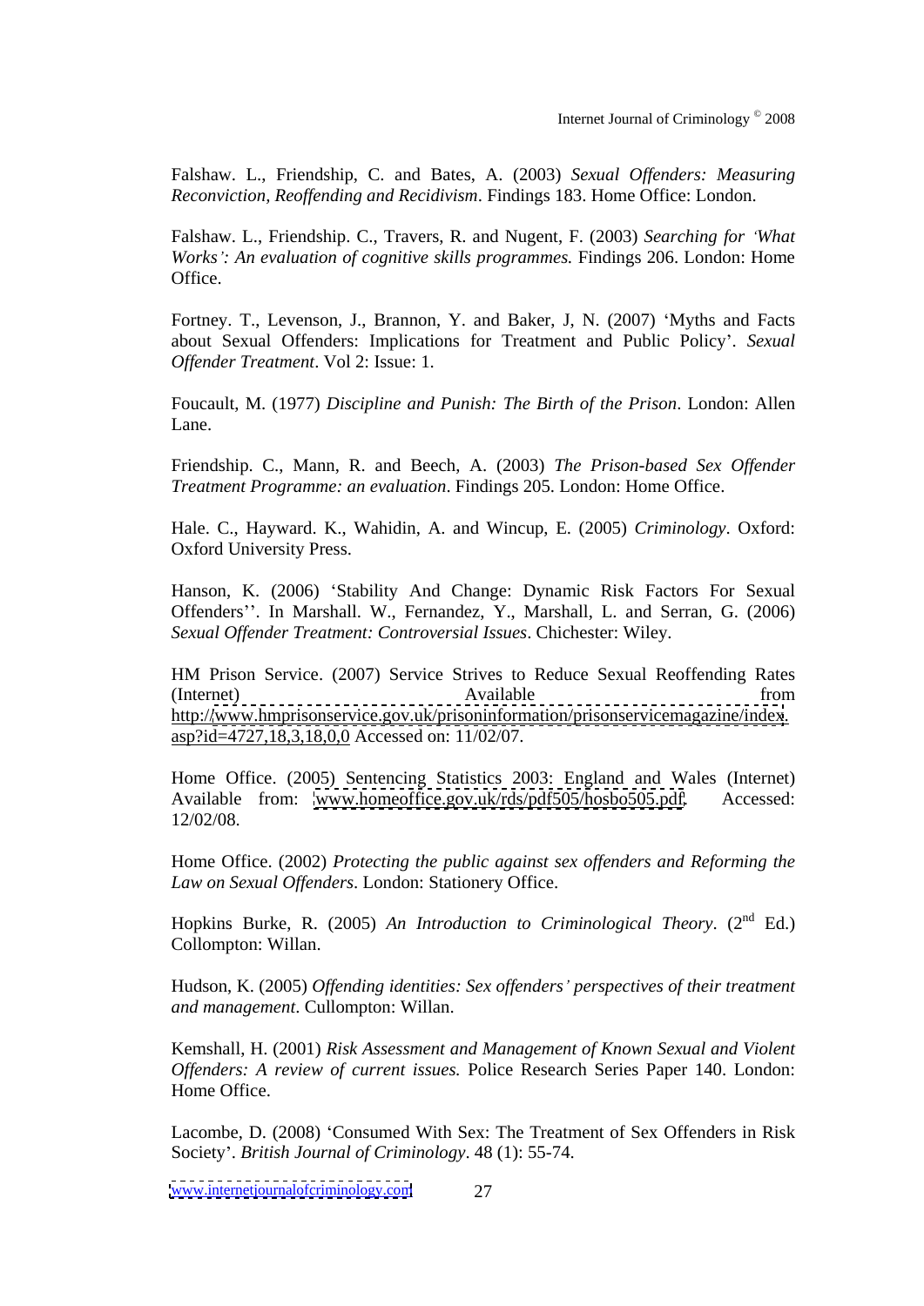Falshaw. L., Friendship, C. and Bates, A. (2003) *Sexual Offenders: Measuring Reconviction, Reoffending and Recidivism*. Findings 183. Home Office: London.

Falshaw. L., Friendship. C., Travers, R. and Nugent, F. (2003) *Searching for 'What Works': An evaluation of cognitive skills programmes.* Findings 206. London: Home Office.

Fortney. T., Levenson, J., Brannon, Y. and Baker, J, N. (2007) 'Myths and Facts about Sexual Offenders: Implications for Treatment and Public Policy'. *Sexual Offender Treatment*. Vol 2: Issue: 1.

Foucault, M. (1977) *Discipline and Punish: The Birth of the Prison*. London: Allen Lane.

Friendship. C., Mann, R. and Beech, A. (2003) *The Prison-based Sex Offender Treatment Programme: an evaluation*. Findings 205. London: Home Office.

Hale. C., Hayward. K., Wahidin, A. and Wincup, E. (2005) *Criminology*. Oxford: Oxford University Press.

Hanson, K. (2006) 'Stability And Change: Dynamic Risk Factors For Sexual Offenders''. In Marshall. W., Fernandez, Y., Marshall, L. and Serran, G. (2006) *Sexual Offender Treatment: Controversial Issues*. Chichester: Wiley.

HM Prison Service. (2007) Service Strives to Reduce Sexual Reoffending Rates (Internet) Available from http://www.hmprisonservice.gov.uk/prisoninformation/prisonservicemagazine/index.asp?id=4727,18,3,18,0,0 Accessed on: 11/02/07.

Home Office. (2005) Sentencing Statistics 2003: England and Wales (Internet) Available from: www.homeoffice.gov.uk/rds/pdf505/hosbo505.pdf. Accessed: 12/02/08.

Home Office. (2002) *Protecting the public against sex offenders and Reforming the Law on Sexual Offenders*. London: Stationery Office.

Hopkins Burke, R. (2005) *An Introduction to Criminological Theory*. (2nd Ed.) Collompton: Willan.

Hudson, K. (2005) *Offending identities: Sex offenders' perspectives of their treatment and management*. Cullompton: Willan.

Kemshall, H. (2001) *Risk Assessment and Management of Known Sexual and Violent Offenders: A review of current issues.* Police Research Series Paper 140. London: Home Office.

Lacombe, D. (2008) 'Consumed With Sex: The Treatment of Sex Offenders in Risk Society'. *British Journal of Criminology*. 48 (1): 55-74.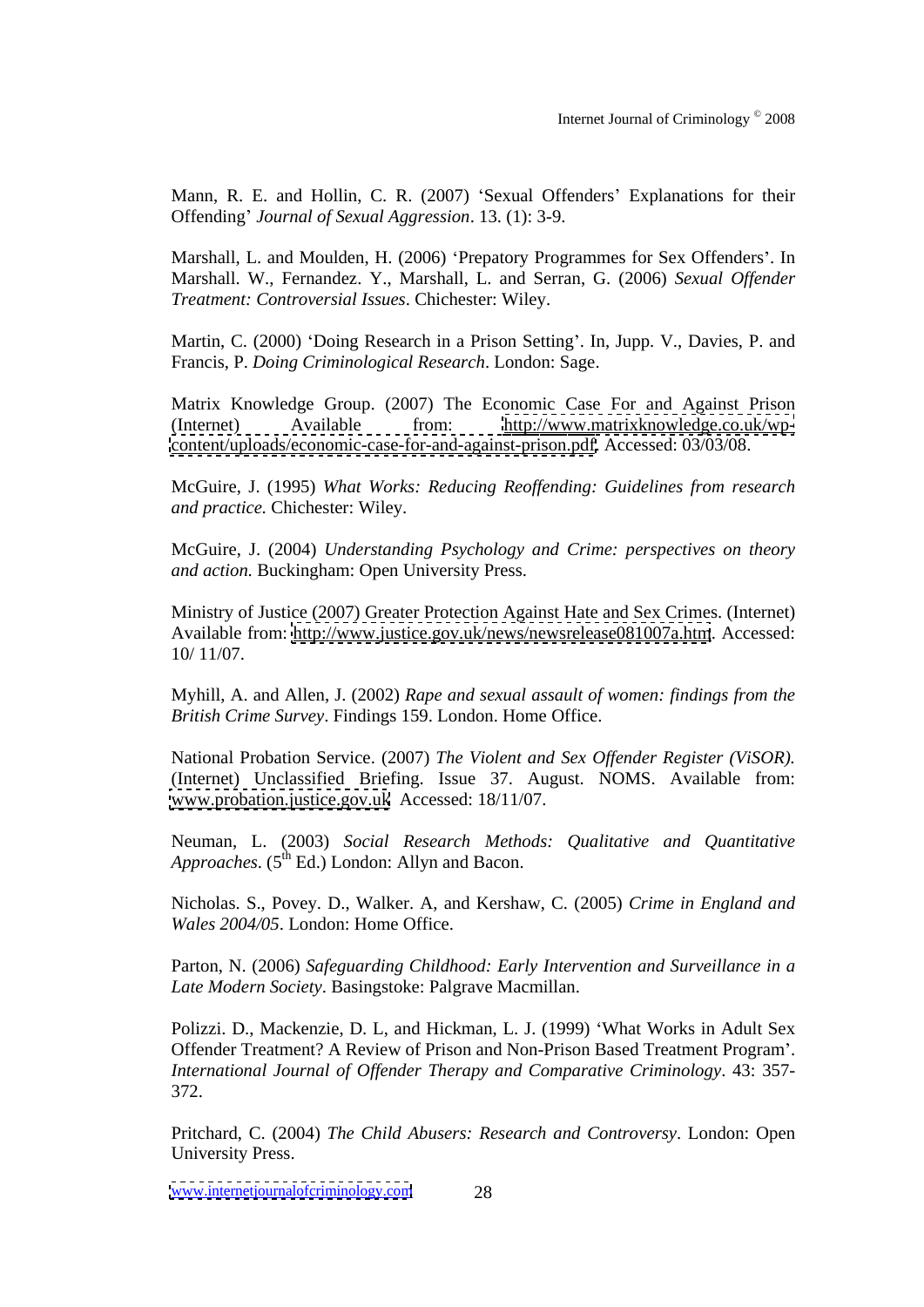Mann, R. E. and Hollin, C. R. (2007) 'Sexual Offenders' Explanations for their Offending' *Journal of Sexual Aggression*. 13. (1): 3-9.

Marshall, L. and Moulden, H. (2006) 'Prepatory Programmes for Sex Offenders'. In Marshall. W., Fernandez. Y., Marshall, L. and Serran, G. (2006) *Sexual Offender Treatment: Controversial Issues*. Chichester: Wiley.

Martin, C. (2000) 'Doing Research in a Prison Setting'. In, Jupp. V., Davies, P. and Francis, P. *Doing Criminological Research*. London: Sage.

Matrix Knowledge Group. (2007) The Economic Case For and Against Prison (Internet) Available from: http://www.matrixknowledge.co.uk/wp-content/uploads/economic-case-for-and-against-prison.pdf. Accessed: 03/03/08.

McGuire, J. (1995) *What Works: Reducing Reoffending: Guidelines from research and practice.* Chichester: Wiley.

McGuire, J. (2004) *Understanding Psychology and Crime: perspectives on theory and action.* Buckingham: Open University Press.

Ministry of Justice (2007) Greater Protection Against Hate and Sex Crimes. (Internet) Available from: http://www.justice.gov.uk/news/newsrelease081007a.htm. Accessed: 10/ 11/07.

Myhill, A. and Allen, J. (2002) *Rape and sexual assault of women: findings from the British Crime Survey*. Findings 159. London. Home Office.

National Probation Service. (2007) *The Violent and Sex Offender Register (ViSOR).* (Internet) Unclassified Briefing. Issue 37. August. NOMS. Available from: www.probation.justice.gov.uk. Accessed: 18/11/07.

Neuman, L. (2003) *Social Research Methods: Qualitative and Quantitative Approaches*. (5th Ed.) London: Allyn and Bacon.

Nicholas. S., Povey. D., Walker. A, and Kershaw, C. (2005) *Crime in England and Wales 2004/05*. London: Home Office.

Parton, N. (2006) *Safeguarding Childhood: Early Intervention and Surveillance in a Late Modern Society*. Basingstoke: Palgrave Macmillan.

Polizzi. D., Mackenzie, D. L, and Hickman, L. J. (1999) 'What Works in Adult Sex Offender Treatment? A Review of Prison and Non-Prison Based Treatment Program'. *International Journal of Offender Therapy and Comparative Criminology*. 43: 357-372.

Pritchard, C. (2004) *The Child Abusers: Research and Controversy*. London: Open University Press.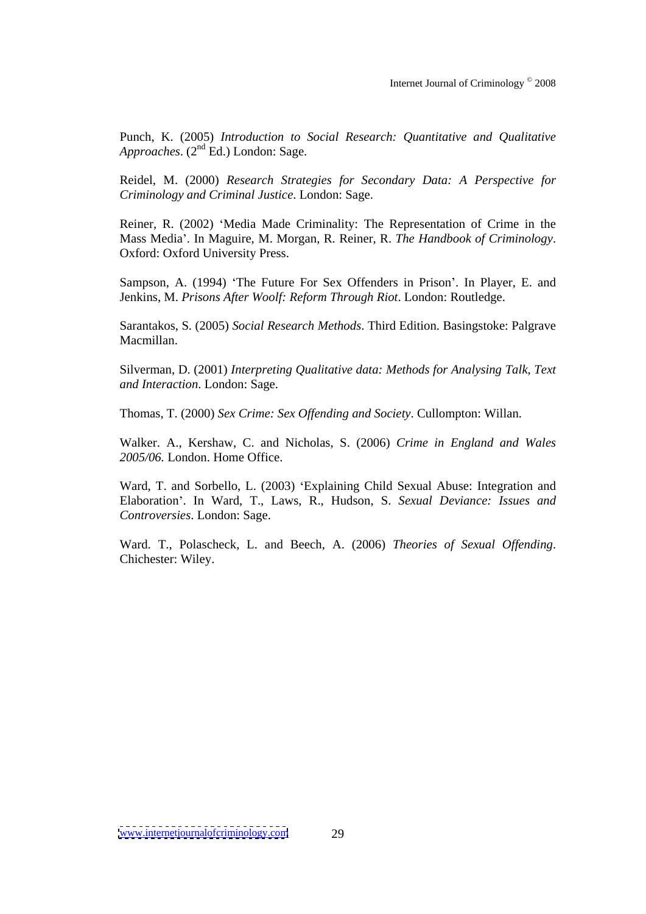Punch, K. (2005) *Introduction to Social Research: Quantitative and Qualitative Approaches*. (2nd Ed.) London: Sage.

Reidel, M. (2000) *Research Strategies for Secondary Data: A Perspective for Criminology and Criminal Justice*. London: Sage.

Reiner, R. (2002) 'Media Made Criminality: The Representation of Crime in the Mass Media'. In Maguire, M. Morgan, R. Reiner, R. *The Handbook of Criminology*. Oxford: Oxford University Press.

Sampson, A. (1994) 'The Future For Sex Offenders in Prison'. In Player, E. and Jenkins, M. *Prisons After Woolf: Reform Through Riot*. London: Routledge.

Sarantakos, S. (2005) *Social Research Methods*. Third Edition. Basingstoke: Palgrave Macmillan.

Silverman, D. (2001) *Interpreting Qualitative data: Methods for Analysing Talk, Text and Interaction*. London: Sage.

Thomas, T. (2000) *Sex Crime: Sex Offending and Society*. Cullompton: Willan.

Walker. A., Kershaw, C. and Nicholas, S. (2006) *Crime in England and Wales 2005/06.* London. Home Office.

Ward, T. and Sorbello, L. (2003) 'Explaining Child Sexual Abuse: Integration and Elaboration'. In Ward, T., Laws, R., Hudson, S. *Sexual Deviance: Issues and Controversies*. London: Sage.

Ward. T., Polascheck, L. and Beech, A. (2006) *Theories of Sexual Offending*. Chichester: Wiley.